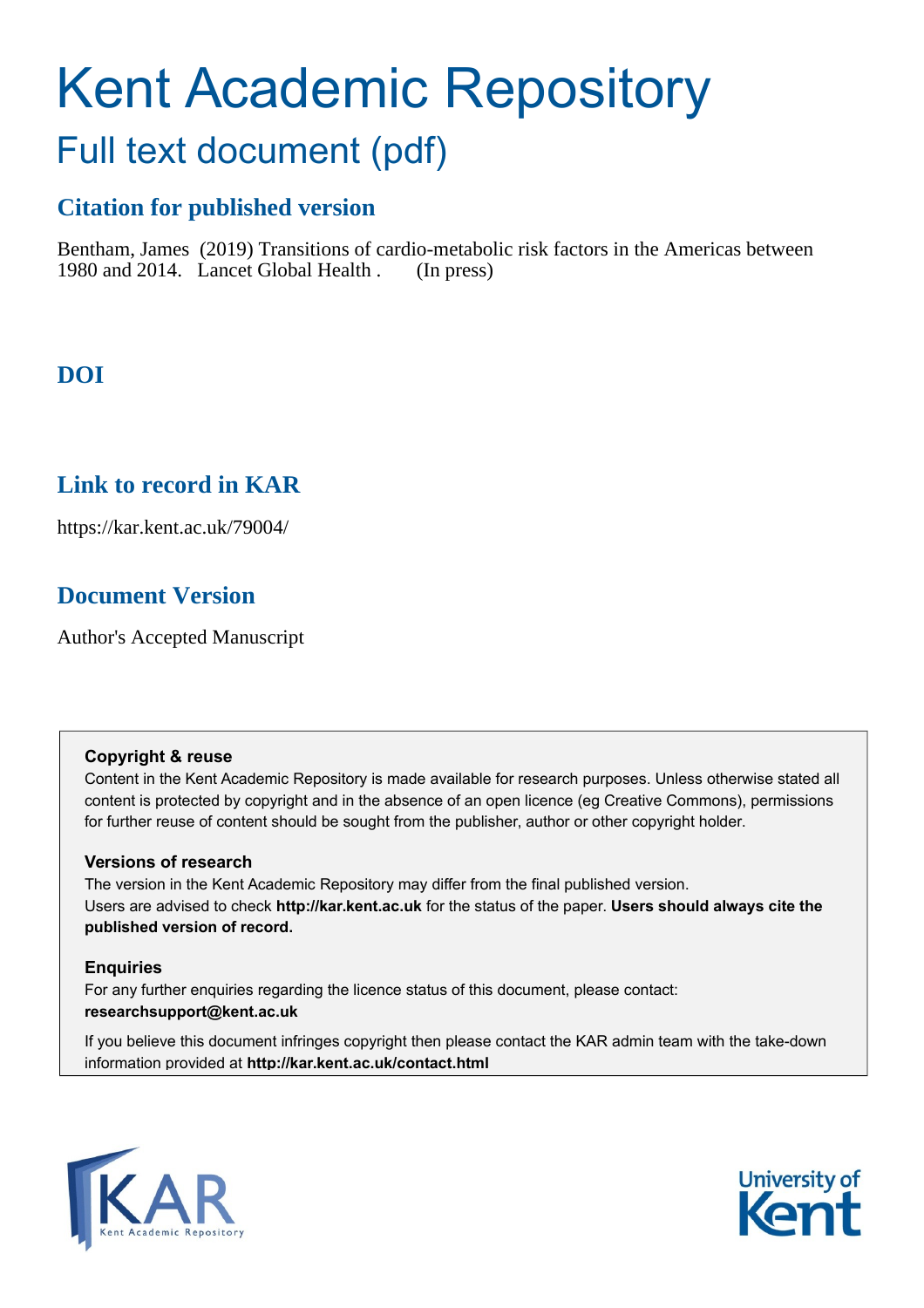# Kent Academic Repository

## Full text document (pdf)

### Citation for published version

Bentham, James (2019) Transitions of cardio-metabolic risk factors in the Americas between 1980 and 2014. Lancet Global Health . (In press)

### DOI

### Link to record in KAR

https://kar.kent.ac.uk/79004/

### Document Version

Author's Accepted Manuscript

**Copyright & reuse**

Content in the Kent Academic Repository is made available for research purposes. Unless otherwise stated all content is protected by copyright and in the absence of an open licence (eg Creative Commons), permissions for further reuse of content should be sought from the publisher, author or other copyright holder.

**Versions of research**

The version in the Kent Academic Repository may differ from the final published version. Users are advised to check **http://kar.kent.ac.uk** for the status of the paper. **Users should always cite the published version of record.**

**Enquiries**

For any further enquiries regarding the licence status of this document, please contact: **researchsupport@kent.ac.uk**

If you believe this document infringes copyright then please contact the KAR admin team with the take-down information provided at **http://kar.kent.ac.uk/contact.html**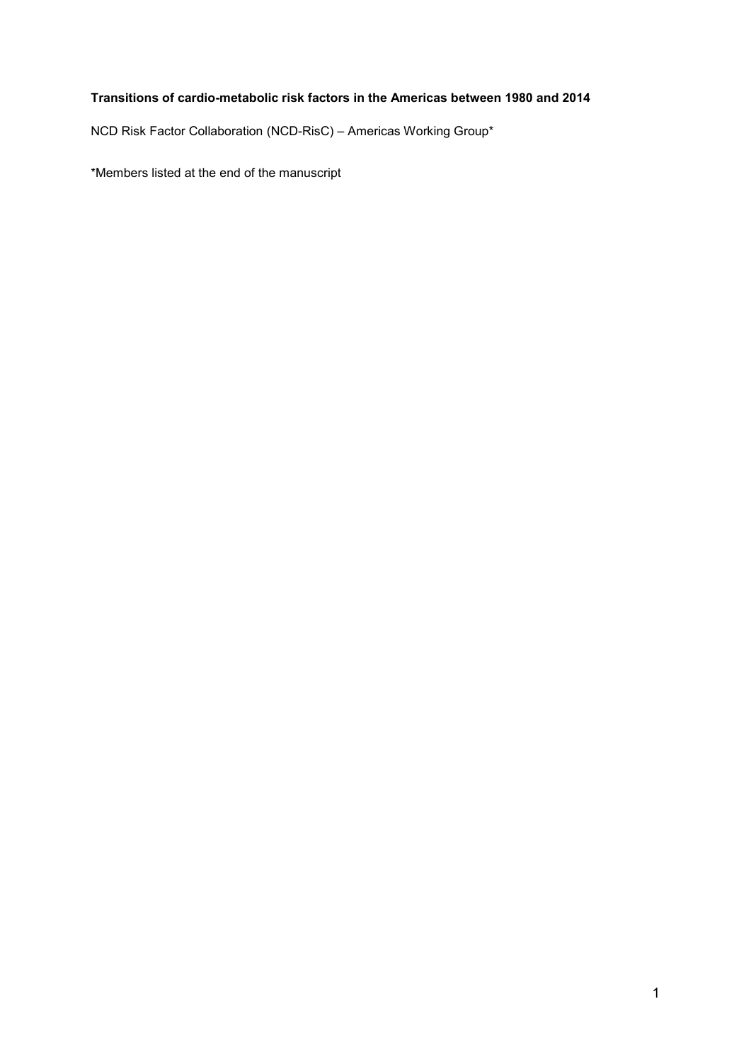**Transitions of cardio-metabolic risk factors in the Americas between 1980 and 2014**

NCD Risk Factor Collaboration (NCD-RisC) – Americas Working Group*

*Members listed at the end of the manuscript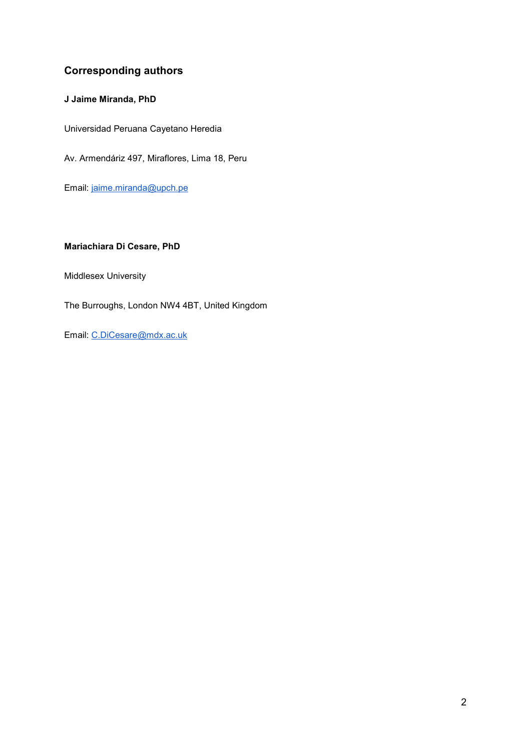## Corresponding authors

**J Jaime Miranda, PhD**

Universidad Peruana Cayetano Heredia

Av. Armendáriz 497, Miraflores, Lima 18, Peru

Email: jaime.miranda@upch.pe

**Mariachiara Di Cesare, PhD**

Middlesex University

The Burroughs, London NW4 4BT, United Kingdom

Email: C.DiCesare@mdx.ac.uk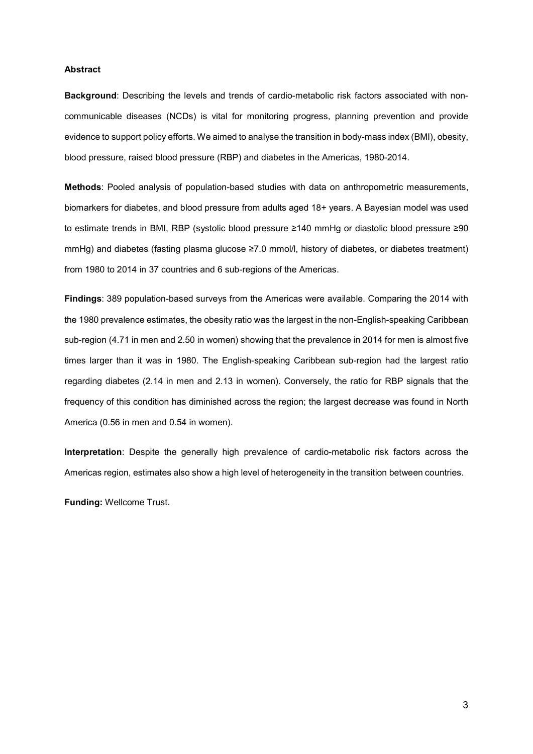## Abstract

**Background**: Describing the levels and trends of cardio-metabolic risk factors associated with non-communicable diseases (NCDs) is vital for monitoring progress, planning prevention and provide evidence to support policy efforts. We aimed to analyse the transition in body-mass index (BMI), obesity, blood pressure, raised blood pressure (RBP) and diabetes in the Americas, 1980-2014.

**Methods**: Pooled analysis of population-based studies with data on anthropometric measurements, biomarkers for diabetes, and blood pressure from adults aged 18+ years. A Bayesian model was used to estimate trends in BMI, RBP (systolic blood pressure ≥140 mmHg or diastolic blood pressure ≥90 mmHg) and diabetes (fasting plasma glucose ≥7.0 mmol/l, history of diabetes, or diabetes treatment) from 1980 to 2014 in 37 countries and 6 sub-regions of the Americas.

**Findings**: 389 population-based surveys from the Americas were available. Comparing the 2014 with the 1980 prevalence estimates, the obesity ratio was the largest in the non-English-speaking Caribbean sub-region (4.71 in men and 2.50 in women) showing that the prevalence in 2014 for men is almost five times larger than it was in 1980. The English-speaking Caribbean sub-region had the largest ratio regarding diabetes (2.14 in men and 2.13 in women). Conversely, the ratio for RBP signals that the frequency of this condition has diminished across the region; the largest decrease was found in North America (0.56 in men and 0.54 in women).

**Interpretation**: Despite the generally high prevalence of cardio-metabolic risk factors across the Americas region, estimates also show a high level of heterogeneity in the transition between countries.

**Funding:** Wellcome Trust.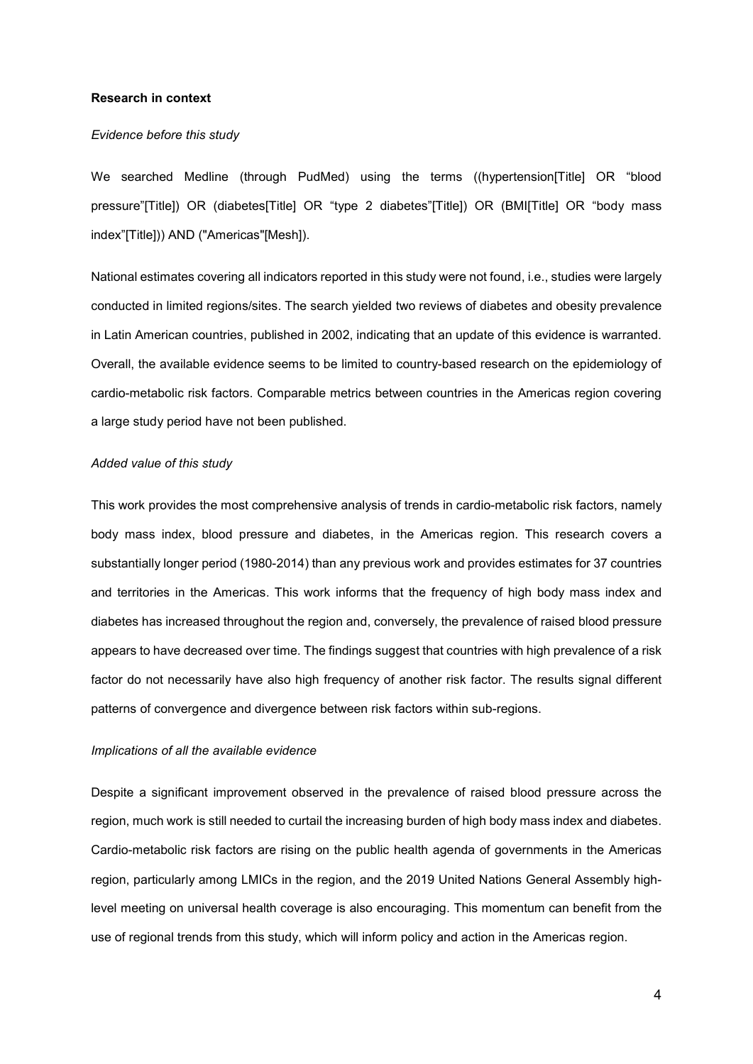**Research in context**

*Evidence before this study*

We searched Medline (through PudMed) using the terms ((hypertension[Title] OR "blood pressure"[Title]) OR (diabetes[Title] OR "type 2 diabetes"[Title]) OR (BMI[Title] OR "body mass index"[Title])) AND ("Americas"[Mesh]).

National estimates covering all indicators reported in this study were not found, i.e., studies were largely conducted in limited regions/sites. The search yielded two reviews of diabetes and obesity prevalence in Latin American countries, published in 2002, indicating that an update of this evidence is warranted. Overall, the available evidence seems to be limited to country-based research on the epidemiology of cardio-metabolic risk factors. Comparable metrics between countries in the Americas region covering a large study period have not been published.

*Added value of this study*

This work provides the most comprehensive analysis of trends in cardio-metabolic risk factors, namely body mass index, blood pressure and diabetes, in the Americas region. This research covers a substantially longer period (1980-2014) than any previous work and provides estimates for 37 countries and territories in the Americas. This work informs that the frequency of high body mass index and diabetes has increased throughout the region and, conversely, the prevalence of raised blood pressure appears to have decreased over time. The findings suggest that countries with high prevalence of a risk factor do not necessarily have also high frequency of another risk factor. The results signal different patterns of convergence and divergence between risk factors within sub-regions.

*Implications of all the available evidence*

Despite a significant improvement observed in the prevalence of raised blood pressure across the region, much work is still needed to curtail the increasing burden of high body mass index and diabetes. Cardio-metabolic risk factors are rising on the public health agenda of governments in the Americas region, particularly among LMICs in the region, and the 2019 United Nations General Assembly high-level meeting on universal health coverage is also encouraging. This momentum can benefit from the use of regional trends from this study, which will inform policy and action in the Americas region.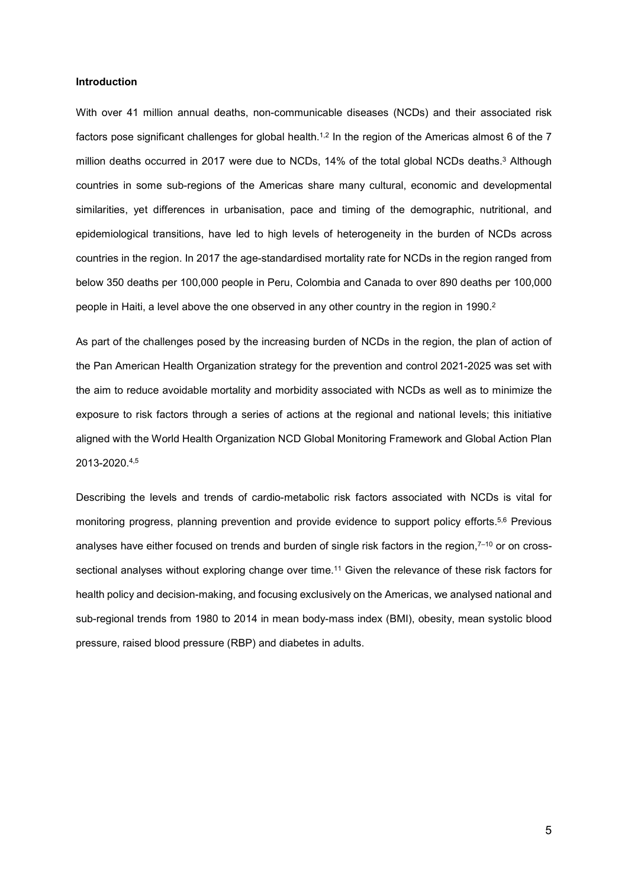## Introduction

With over 41 million annual deaths, non-communicable diseases (NCDs) and their associated risk factors pose significant challenges for global health.[1,2] In the region of the Americas almost 6 of the 7 million deaths occurred in 2017 were due to NCDs, 14% of the total global NCDs deaths.[3] Although countries in some sub-regions of the Americas share many cultural, economic and developmental similarities, yet differences in urbanisation, pace and timing of the demographic, nutritional, and epidemiological transitions, have led to high levels of heterogeneity in the burden of NCDs across countries in the region. In 2017 the age-standardised mortality rate for NCDs in the region ranged from below 350 deaths per 100,000 people in Peru, Colombia and Canada to over 890 deaths per 100,000 people in Haiti, a level above the one observed in any other country in the region in 1990.[2]

As part of the challenges posed by the increasing burden of NCDs in the region, the plan of action of the Pan American Health Organization strategy for the prevention and control 2021-2025 was set with the aim to reduce avoidable mortality and morbidity associated with NCDs as well as to minimize the exposure to risk factors through a series of actions at the regional and national levels; this initiative aligned with the World Health Organization NCD Global Monitoring Framework and Global Action Plan 2013-2020.[4,5]

Describing the levels and trends of cardio-metabolic risk factors associated with NCDs is vital for monitoring progress, planning prevention and provide evidence to support policy efforts.[5,6] Previous analyses have either focused on trends and burden of single risk factors in the region,[7–10] or on cross-sectional analyses without exploring change over time.[11] Given the relevance of these risk factors for health policy and decision-making, and focusing exclusively on the Americas, we analysed national and sub-regional trends from 1980 to 2014 in mean body-mass index (BMI), obesity, mean systolic blood pressure, raised blood pressure (RBP) and diabetes in adults.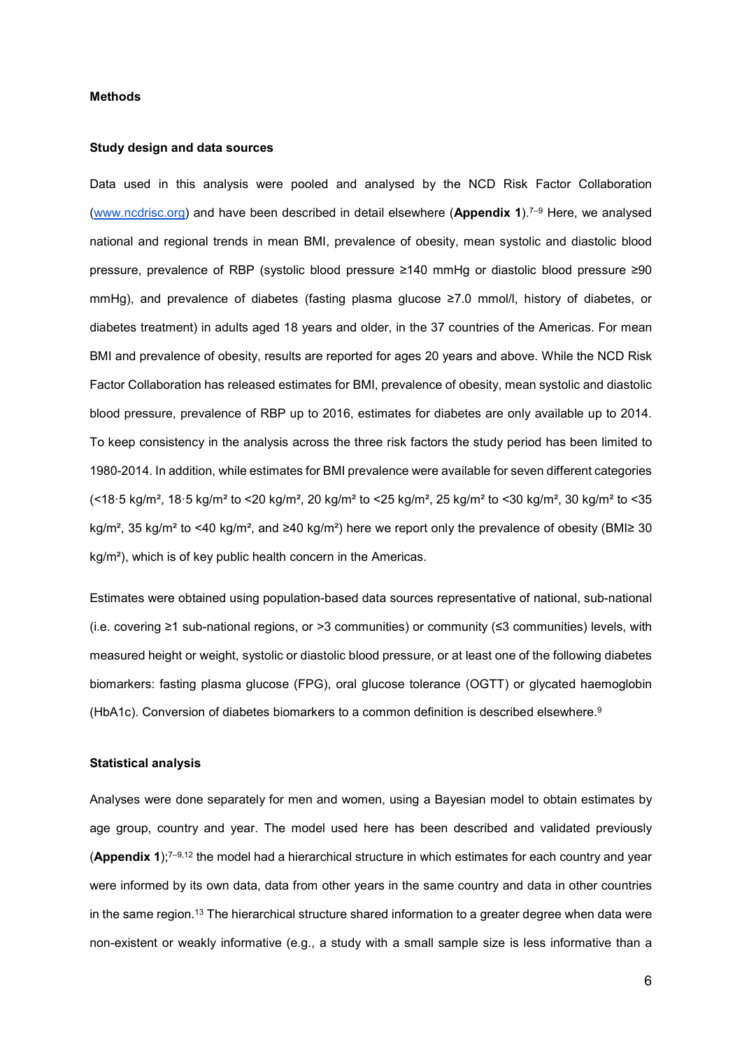## Methods

### Study design and data sources

Data used in this analysis were pooled and analysed by the NCD Risk Factor Collaboration (www.ncdrisc.org) and have been described in detail elsewhere (**Appendix 1**).[7–9] Here, we analysed national and regional trends in mean BMI, prevalence of obesity, mean systolic and diastolic blood pressure, prevalence of RBP (systolic blood pressure ≥140 mmHg or diastolic blood pressure ≥90 mmHg), and prevalence of diabetes (fasting plasma glucose ≥7.0 mmol/l, history of diabetes, or diabetes treatment) in adults aged 18 years and older, in the 37 countries of the Americas. For mean BMI and prevalence of obesity, results are reported for ages 20 years and above. While the NCD Risk Factor Collaboration has released estimates for BMI, prevalence of obesity, mean systolic and diastolic blood pressure, prevalence of RBP up to 2016, estimates for diabetes are only available up to 2014. To keep consistency in the analysis across the three risk factors the study period has been limited to 1980-2014. In addition, while estimates for BMI prevalence were available for seven different categories (<18·5 kg/m², 18·5 kg/m² to <20 kg/m², 20 kg/m² to <25 kg/m², 25 kg/m² to <30 kg/m², 30 kg/m² to <35 kg/m², 35 kg/m² to <40 kg/m², and ≥40 kg/m²) here we report only the prevalence of obesity (BMI≥ 30 kg/m²), which is of key public health concern in the Americas.

Estimates were obtained using population-based data sources representative of national, sub-national (i.e. covering ≥1 sub-national regions, or >3 communities) or community (≤3 communities) levels, with measured height or weight, systolic or diastolic blood pressure, or at least one of the following diabetes biomarkers: fasting plasma glucose (FPG), oral glucose tolerance (OGTT) or glycated haemoglobin (HbA1c). Conversion of diabetes biomarkers to a common definition is described elsewhere.[9]

### Statistical analysis

Analyses were done separately for men and women, using a Bayesian model to obtain estimates by age group, country and year. The model used here has been described and validated previously (**Appendix 1**);[7–9,12] the model had a hierarchical structure in which estimates for each country and year were informed by its own data, data from other years in the same country and data in other countries in the same region.[13] The hierarchical structure shared information to a greater degree when data were non-existent or weakly informative (e.g., a study with a small sample size is less informative than a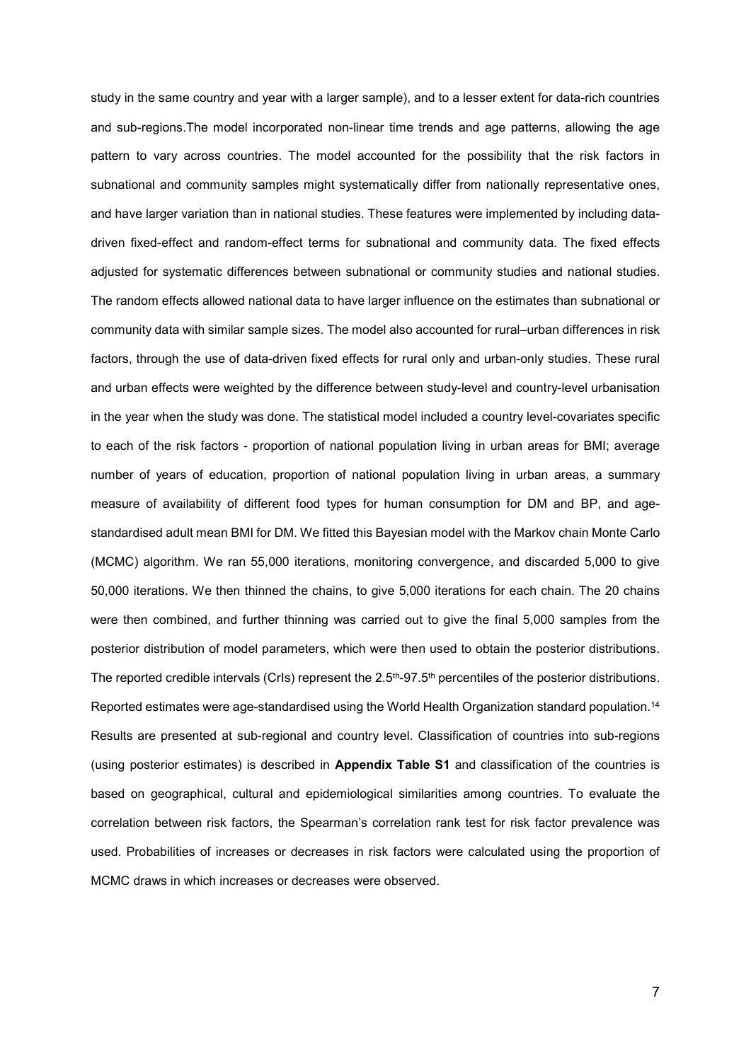study in the same country and year with a larger sample), and to a lesser extent for data-rich countries and sub-regions.The model incorporated non-linear time trends and age patterns, allowing the age pattern to vary across countries. The model accounted for the possibility that the risk factors in subnational and community samples might systematically differ from nationally representative ones, and have larger variation than in national studies. These features were implemented by including data-driven fixed-effect and random-effect terms for subnational and community data. The fixed effects adjusted for systematic differences between subnational or community studies and national studies. The random effects allowed national data to have larger influence on the estimates than subnational or community data with similar sample sizes. The model also accounted for rural–urban differences in risk factors, through the use of data-driven fixed effects for rural only and urban-only studies. These rural and urban effects were weighted by the difference between study-level and country-level urbanisation in the year when the study was done. The statistical model included a country level-covariates specific to each of the risk factors - proportion of national population living in urban areas for BMI; average number of years of education, proportion of national population living in urban areas, a summary measure of availability of different food types for human consumption for DM and BP, and age-standardised adult mean BMI for DM. We fitted this Bayesian model with the Markov chain Monte Carlo (MCMC) algorithm. We ran 55,000 iterations, monitoring convergence, and discarded 5,000 to give 50,000 iterations. We then thinned the chains, to give 5,000 iterations for each chain. The 20 chains were then combined, and further thinning was carried out to give the final 5,000 samples from the posterior distribution of model parameters, which were then used to obtain the posterior distributions. The reported credible intervals (CrIs) represent the $2.5^{th}$-$97.5^{th}$ percentiles of the posterior distributions. Reported estimates were age-standardised using the World Health Organization standard population.[14] Results are presented at sub-regional and country level. Classification of countries into sub-regions (using posterior estimates) is described in **Appendix Table S1** and classification of the countries is based on geographical, cultural and epidemiological similarities among countries. To evaluate the correlation between risk factors, the Spearman's correlation rank test for risk factor prevalence was used. Probabilities of increases or decreases in risk factors were calculated using the proportion of MCMC draws in which increases or decreases were observed.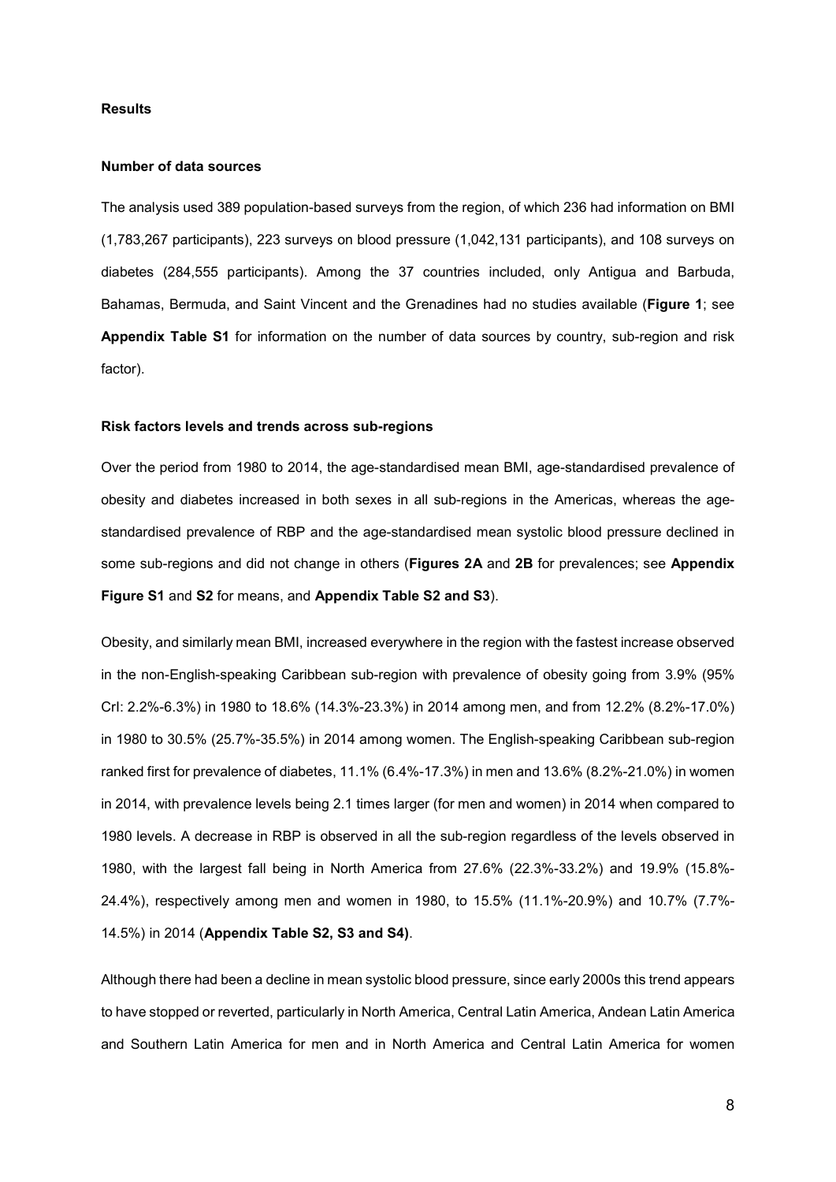### Results

#### Number of data sources

The analysis used 389 population-based surveys from the region, of which 236 had information on BMI (1,783,267 participants), 223 surveys on blood pressure (1,042,131 participants), and 108 surveys on diabetes (284,555 participants). Among the 37 countries included, only Antigua and Barbuda, Bahamas, Bermuda, and Saint Vincent and the Grenadines had no studies available (**Figure 1**; see **Appendix Table S1** for information on the number of data sources by country, sub-region and risk factor).

#### Risk factors levels and trends across sub-regions

Over the period from 1980 to 2014, the age-standardised mean BMI, age-standardised prevalence of obesity and diabetes increased in both sexes in all sub-regions in the Americas, whereas the age-standardised prevalence of RBP and the age-standardised mean systolic blood pressure declined in some sub-regions and did not change in others (**Figures 2A** and **2B** for prevalences; see **Appendix Figure S1** and **S2** for means, and **Appendix Table S2 and S3**).

Obesity, and similarly mean BMI, increased everywhere in the region with the fastest increase observed in the non-English-speaking Caribbean sub-region with prevalence of obesity going from 3.9% (95% CrI: 2.2%-6.3%) in 1980 to 18.6% (14.3%-23.3%) in 2014 among men, and from 12.2% (8.2%-17.0%) in 1980 to 30.5% (25.7%-35.5%) in 2014 among women. The English-speaking Caribbean sub-region ranked first for prevalence of diabetes, 11.1% (6.4%-17.3%) in men and 13.6% (8.2%-21.0%) in women in 2014, with prevalence levels being 2.1 times larger (for men and women) in 2014 when compared to 1980 levels. A decrease in RBP is observed in all the sub-region regardless of the levels observed in 1980, with the largest fall being in North America from 27.6% (22.3%-33.2%) and 19.9% (15.8%-24.4%), respectively among men and women in 1980, to 15.5% (11.1%-20.9%) and 10.7% (7.7%-14.5%) in 2014 (**Appendix Table S2, S3 and S4)**.

Although there had been a decline in mean systolic blood pressure, since early 2000s this trend appears to have stopped or reverted, particularly in North America, Central Latin America, Andean Latin America and Southern Latin America for men and in North America and Central Latin America for women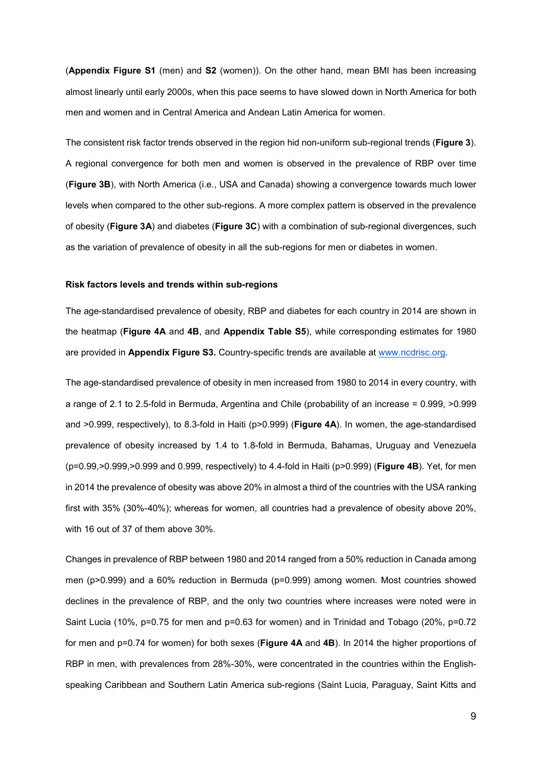(**Appendix Figure S1** (men) and **S2** (women)). On the other hand, mean BMI has been increasing almost linearly until early 2000s, when this pace seems to have slowed down in North America for both men and women and in Central America and Andean Latin America for women.

The consistent risk factor trends observed in the region hid non-uniform sub-regional trends (**Figure 3**). A regional convergence for both men and women is observed in the prevalence of RBP over time (**Figure 3B**), with North America (i.e., USA and Canada) showing a convergence towards much lower levels when compared to the other sub-regions. A more complex pattern is observed in the prevalence of obesity (**Figure 3A**) and diabetes (**Figure 3C**) with a combination of sub-regional divergences, such as the variation of prevalence of obesity in all the sub-regions for men or diabetes in women.

**Risk factors levels and trends within sub-regions**

The age-standardised prevalence of obesity, RBP and diabetes for each country in 2014 are shown in the heatmap (**Figure 4A** and **4B**, and **Appendix Table S5**), while corresponding estimates for 1980 are provided in **Appendix Figure S3.** Country-specific trends are available at www.ncdrisc.org.

The age-standardised prevalence of obesity in men increased from 1980 to 2014 in every country, with a range of 2.1 to 2.5-fold in Bermuda, Argentina and Chile (probability of an increase = 0.999, >0.999 and >0.999, respectively), to 8.3-fold in Haiti (p>0.999) (**Figure 4A**). In women, the age-standardised prevalence of obesity increased by 1.4 to 1.8-fold in Bermuda, Bahamas, Uruguay and Venezuela (p=0.99,>0.999,>0.999 and 0.999, respectively) to 4.4-fold in Haiti (p>0.999) (**Figure 4B**). Yet, for men in 2014 the prevalence of obesity was above 20% in almost a third of the countries with the USA ranking first with 35% (30%-40%); whereas for women, all countries had a prevalence of obesity above 20%, with 16 out of 37 of them above 30%.

Changes in prevalence of RBP between 1980 and 2014 ranged from a 50% reduction in Canada among men (p>0.999) and a 60% reduction in Bermuda (p=0.999) among women. Most countries showed declines in the prevalence of RBP, and the only two countries where increases were noted were in Saint Lucia (10%, p=0.75 for men and p=0.63 for women) and in Trinidad and Tobago (20%, p=0.72 for men and p=0.74 for women) for both sexes (**Figure 4A** and **4B**). In 2014 the higher proportions of RBP in men, with prevalences from 28%-30%, were concentrated in the countries within the English-speaking Caribbean and Southern Latin America sub-regions (Saint Lucia, Paraguay, Saint Kitts and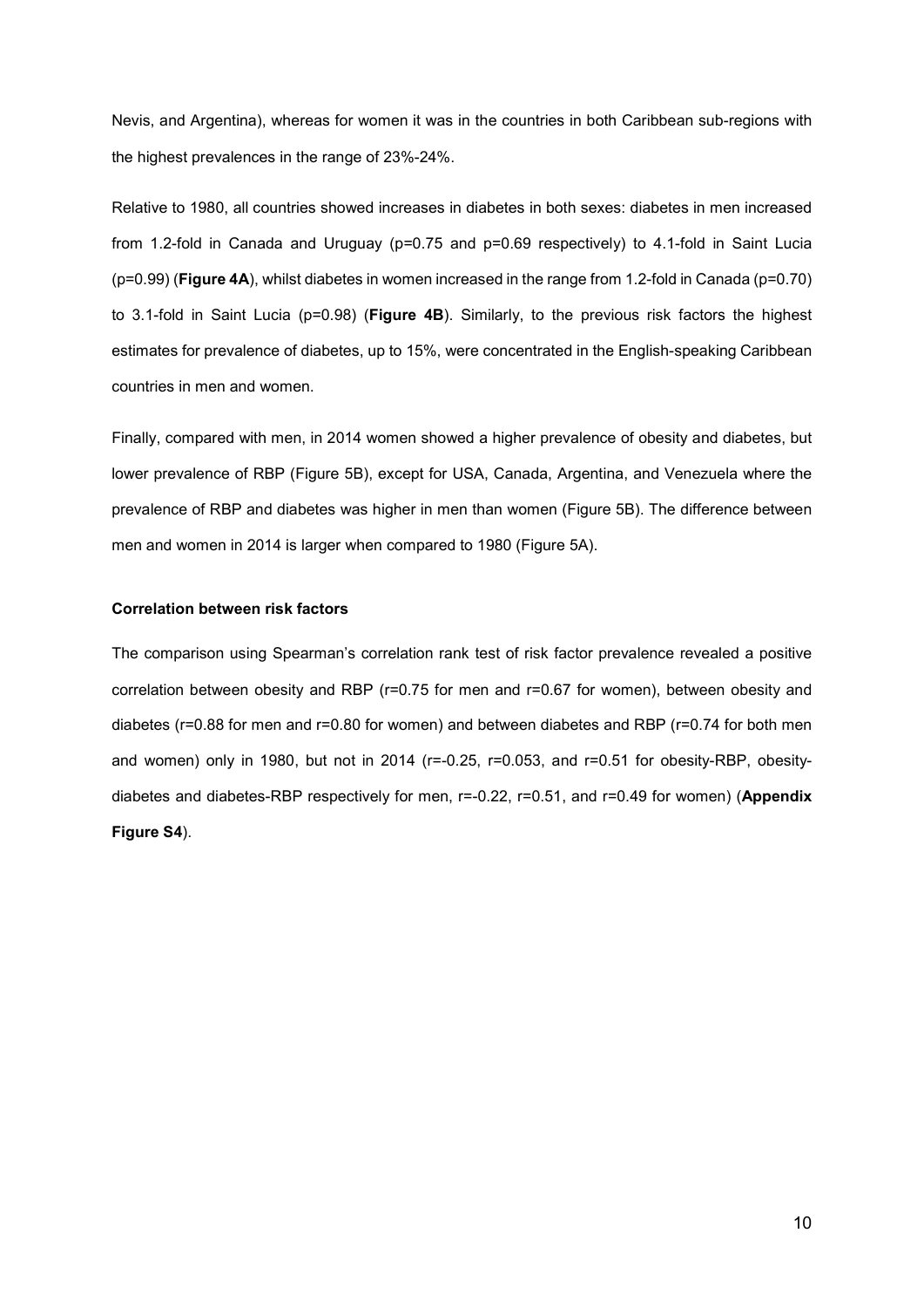Nevis, and Argentina), whereas for women it was in the countries in both Caribbean sub-regions with the highest prevalences in the range of 23%-24%.

Relative to 1980, all countries showed increases in diabetes in both sexes: diabetes in men increased from 1.2-fold in Canada and Uruguay ($p=0.75$ and $p=0.69$ respectively) to 4.1-fold in Saint Lucia ($p=0.99$) (**Figure 4A**), whilst diabetes in women increased in the range from 1.2-fold in Canada ($p=0.70$) to 3.1-fold in Saint Lucia ($p=0.98$) (**Figure 4B**). Similarly, to the previous risk factors the highest estimates for prevalence of diabetes, up to 15%, were concentrated in the English-speaking Caribbean countries in men and women.

Finally, compared with men, in 2014 women showed a higher prevalence of obesity and diabetes, but lower prevalence of RBP (Figure 5B), except for USA, Canada, Argentina, and Venezuela where the prevalence of RBP and diabetes was higher in men than women (Figure 5B). The difference between men and women in 2014 is larger when compared to 1980 (Figure 5A).

**Correlation between risk factors**

The comparison using Spearman's correlation rank test of risk factor prevalence revealed a positive correlation between obesity and RBP ($r=0.75$ for men and $r=0.67$ for women), between obesity and diabetes ($r=0.88$ for men and $r=0.80$ for women) and between diabetes and RBP ($r=0.74$ for both men and women) only in 1980, but not in 2014 ($r=-0.25$, $r=0.053$, and $r=0.51$ for obesity-RBP, obesity-diabetes and diabetes-RBP respectively for men, $r=-0.22$, $r=0.51$, and $r=0.49$ for women) (**Appendix Figure S4**).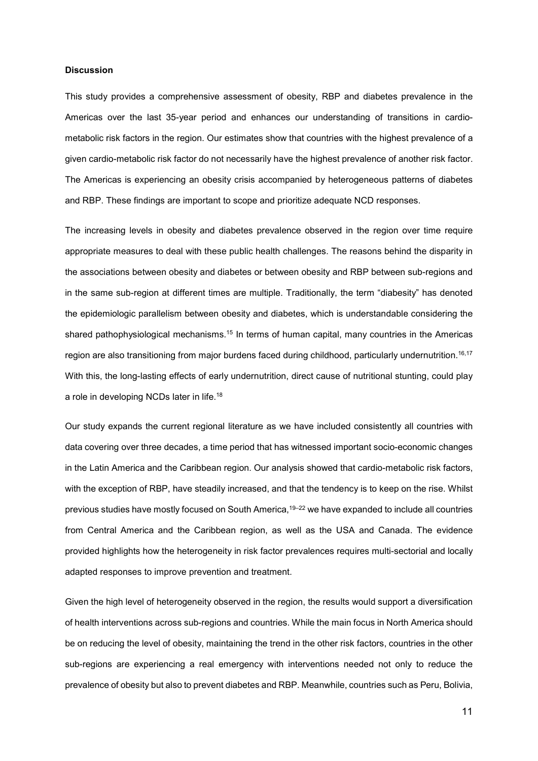### Discussion

This study provides a comprehensive assessment of obesity, RBP and diabetes prevalence in the Americas over the last 35-year period and enhances our understanding of transitions in cardio-metabolic risk factors in the region. Our estimates show that countries with the highest prevalence of a given cardio-metabolic risk factor do not necessarily have the highest prevalence of another risk factor. The Americas is experiencing an obesity crisis accompanied by heterogeneous patterns of diabetes and RBP. These findings are important to scope and prioritize adequate NCD responses.

The increasing levels in obesity and diabetes prevalence observed in the region over time require appropriate measures to deal with these public health challenges. The reasons behind the disparity in the associations between obesity and diabetes or between obesity and RBP between sub-regions and in the same sub-region at different times are multiple. Traditionally, the term "diabesity" has denoted the epidemiologic parallelism between obesity and diabetes, which is understandable considering the shared pathophysiological mechanisms.[15] In terms of human capital, many countries in the Americas region are also transitioning from major burdens faced during childhood, particularly undernutrition.[16,17] With this, the long-lasting effects of early undernutrition, direct cause of nutritional stunting, could play a role in developing NCDs later in life.[18]

Our study expands the current regional literature as we have included consistently all countries with data covering over three decades, a time period that has witnessed important socio-economic changes in the Latin America and the Caribbean region. Our analysis showed that cardio-metabolic risk factors, with the exception of RBP, have steadily increased, and that the tendency is to keep on the rise. Whilst previous studies have mostly focused on South America,[19–22] we have expanded to include all countries from Central America and the Caribbean region, as well as the USA and Canada. The evidence provided highlights how the heterogeneity in risk factor prevalences requires multi-sectorial and locally adapted responses to improve prevention and treatment.

Given the high level of heterogeneity observed in the region, the results would support a diversification of health interventions across sub-regions and countries. While the main focus in North America should be on reducing the level of obesity, maintaining the trend in the other risk factors, countries in the other sub-regions are experiencing a real emergency with interventions needed not only to reduce the prevalence of obesity but also to prevent diabetes and RBP. Meanwhile, countries such as Peru, Bolivia,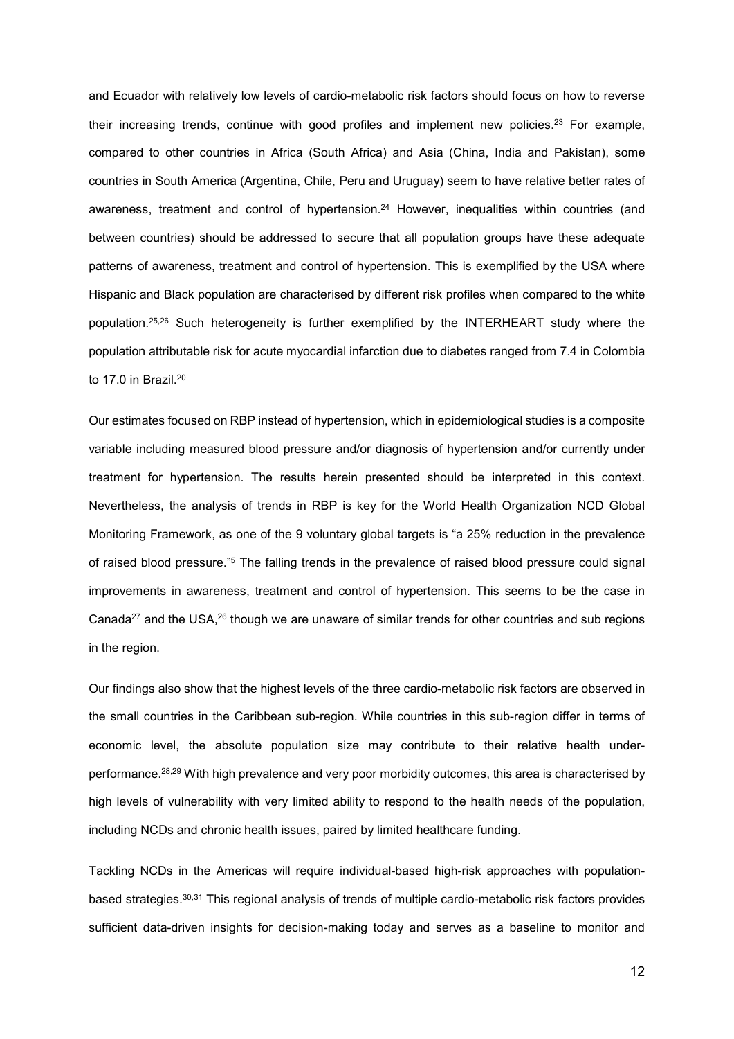and Ecuador with relatively low levels of cardio-metabolic risk factors should focus on how to reverse their increasing trends, continue with good profiles and implement new policies.[23] For example, compared to other countries in Africa (South Africa) and Asia (China, India and Pakistan), some countries in South America (Argentina, Chile, Peru and Uruguay) seem to have relative better rates of awareness, treatment and control of hypertension.[24] However, inequalities within countries (and between countries) should be addressed to secure that all population groups have these adequate patterns of awareness, treatment and control of hypertension. This is exemplified by the USA where Hispanic and Black population are characterised by different risk profiles when compared to the white population.[25,26] Such heterogeneity is further exemplified by the INTERHEART study where the population attributable risk for acute myocardial infarction due to diabetes ranged from 7.4 in Colombia to 17.0 in Brazil.[20]

Our estimates focused on RBP instead of hypertension, which in epidemiological studies is a composite variable including measured blood pressure and/or diagnosis of hypertension and/or currently under treatment for hypertension. The results herein presented should be interpreted in this context. Nevertheless, the analysis of trends in RBP is key for the World Health Organization NCD Global Monitoring Framework, as one of the 9 voluntary global targets is "a 25% reduction in the prevalence of raised blood pressure."[5] The falling trends in the prevalence of raised blood pressure could signal improvements in awareness, treatment and control of hypertension. This seems to be the case in Canada[27] and the USA,[26] though we are unaware of similar trends for other countries and sub regions in the region.

Our findings also show that the highest levels of the three cardio-metabolic risk factors are observed in the small countries in the Caribbean sub-region. While countries in this sub-region differ in terms of economic level, the absolute population size may contribute to their relative health under-performance.[28,29] With high prevalence and very poor morbidity outcomes, this area is characterised by high levels of vulnerability with very limited ability to respond to the health needs of the population, including NCDs and chronic health issues, paired by limited healthcare funding.

Tackling NCDs in the Americas will require individual-based high-risk approaches with population-based strategies.[30,31] This regional analysis of trends of multiple cardio-metabolic risk factors provides sufficient data-driven insights for decision-making today and serves as a baseline to monitor and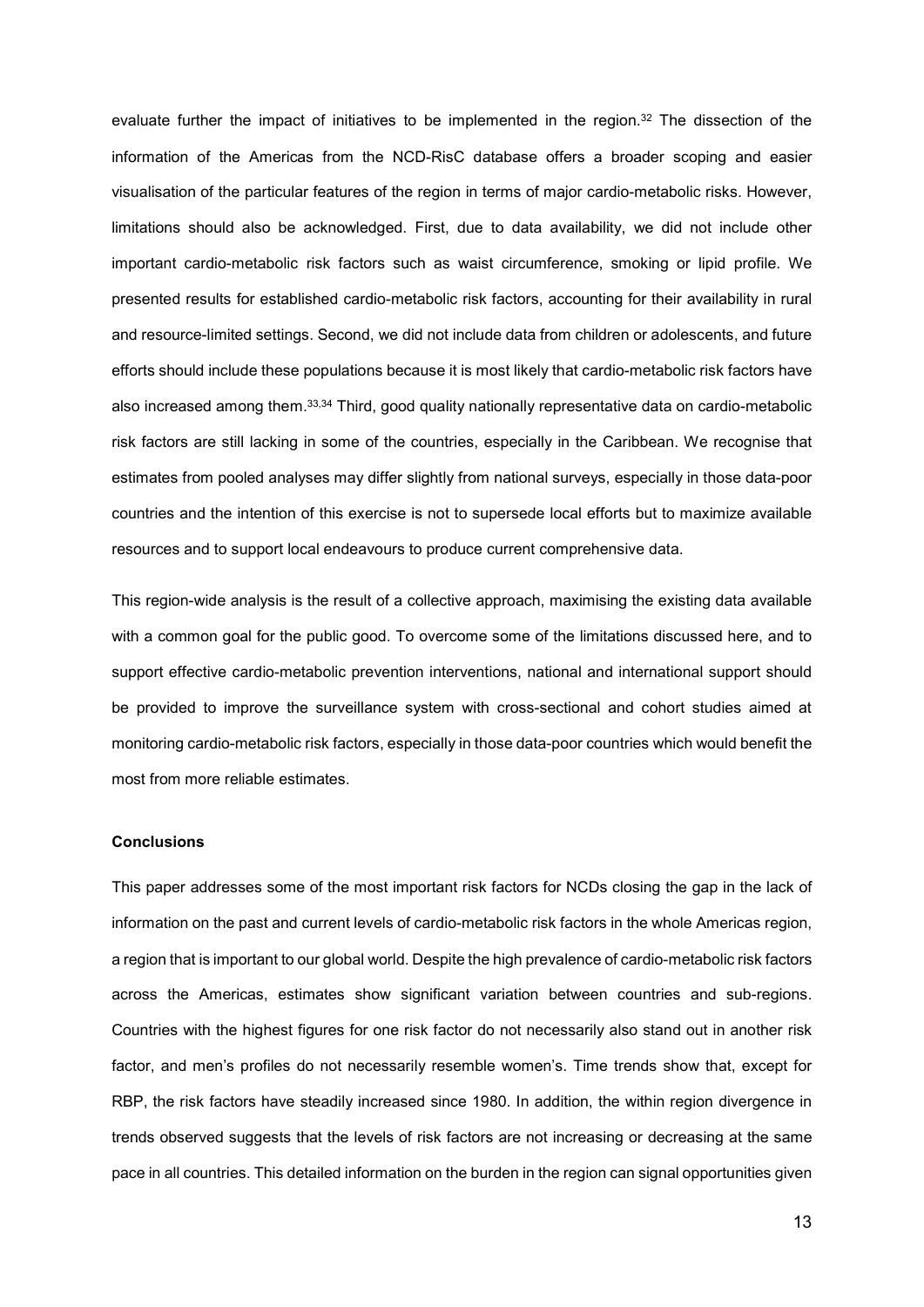evaluate further the impact of initiatives to be implemented in the region.[32] The dissection of the information of the Americas from the NCD-RisC database offers a broader scoping and easier visualisation of the particular features of the region in terms of major cardio-metabolic risks. However, limitations should also be acknowledged. First, due to data availability, we did not include other important cardio-metabolic risk factors such as waist circumference, smoking or lipid profile. We presented results for established cardio-metabolic risk factors, accounting for their availability in rural and resource-limited settings. Second, we did not include data from children or adolescents, and future efforts should include these populations because it is most likely that cardio-metabolic risk factors have also increased among them.[33,34] Third, good quality nationally representative data on cardio-metabolic risk factors are still lacking in some of the countries, especially in the Caribbean. We recognise that estimates from pooled analyses may differ slightly from national surveys, especially in those data-poor countries and the intention of this exercise is not to supersede local efforts but to maximize available resources and to support local endeavours to produce current comprehensive data.

This region-wide analysis is the result of a collective approach, maximising the existing data available with a common goal for the public good. To overcome some of the limitations discussed here, and to support effective cardio-metabolic prevention interventions, national and international support should be provided to improve the surveillance system with cross-sectional and cohort studies aimed at monitoring cardio-metabolic risk factors, especially in those data-poor countries which would benefit the most from more reliable estimates.

**Conclusions**

This paper addresses some of the most important risk factors for NCDs closing the gap in the lack of information on the past and current levels of cardio-metabolic risk factors in the whole Americas region, a region that is important to our global world. Despite the high prevalence of cardio-metabolic risk factors across the Americas, estimates show significant variation between countries and sub-regions. Countries with the highest figures for one risk factor do not necessarily also stand out in another risk factor, and men's profiles do not necessarily resemble women's. Time trends show that, except for RBP, the risk factors have steadily increased since 1980. In addition, the within region divergence in trends observed suggests that the levels of risk factors are not increasing or decreasing at the same pace in all countries. This detailed information on the burden in the region can signal opportunities given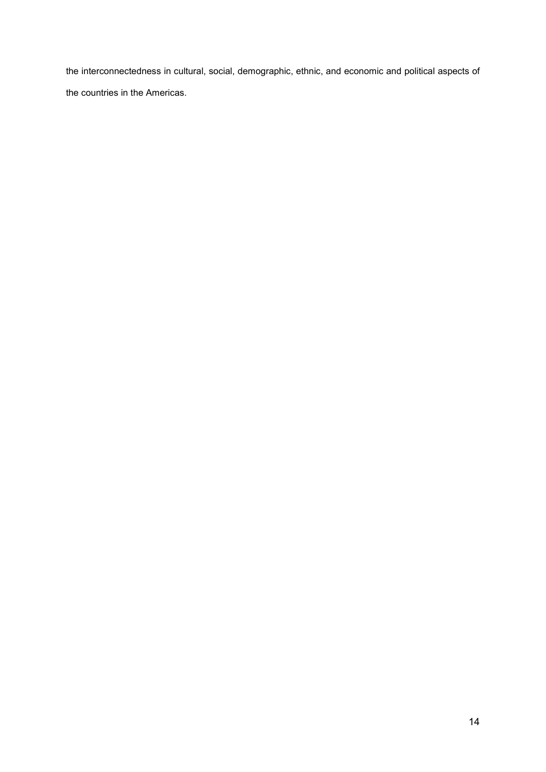the interconnectedness in cultural, social, demographic, ethnic, and economic and political aspects of the countries in the Americas.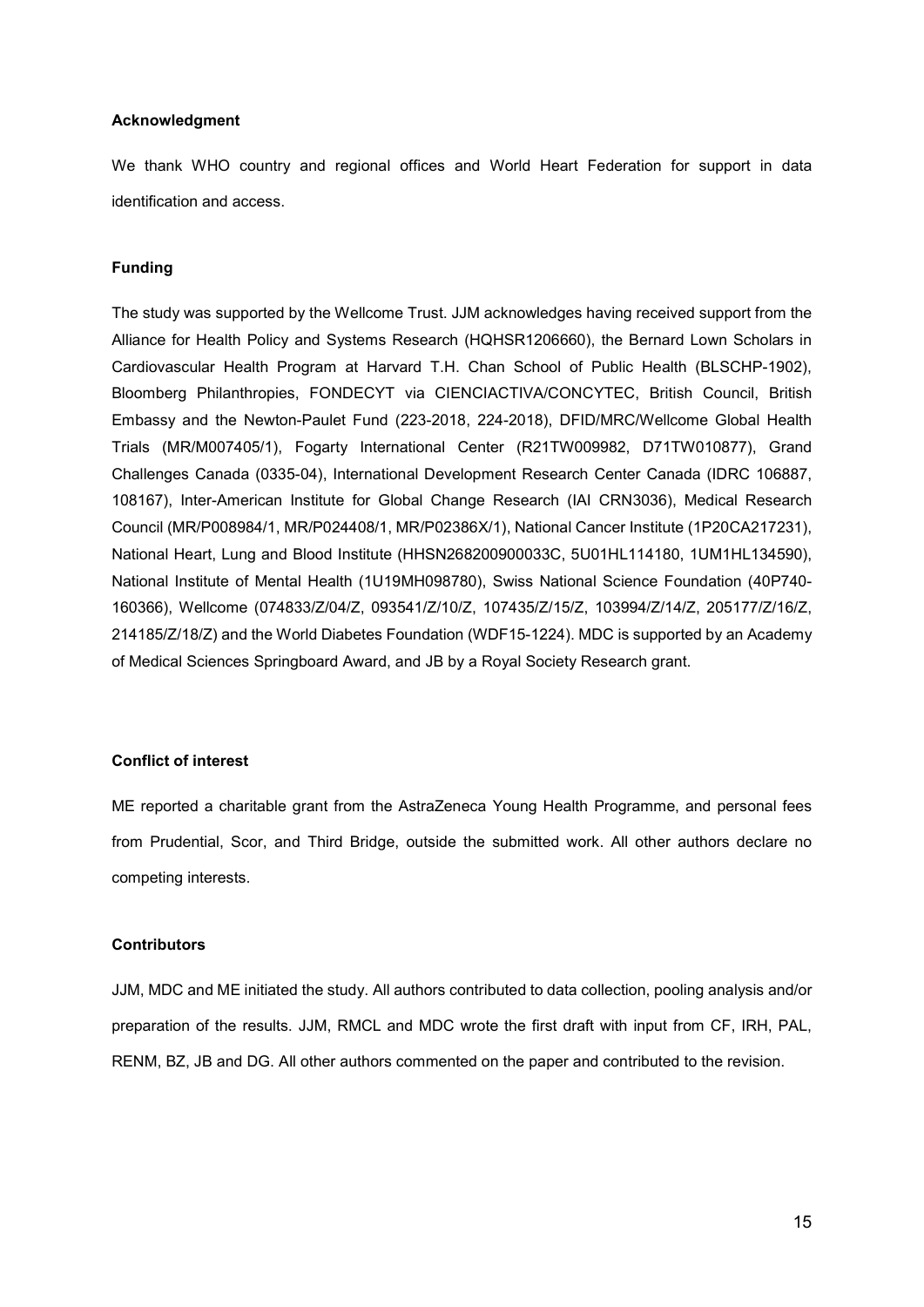## Acknowledgment

We thank WHO country and regional offices and World Heart Federation for support in data identification and access.

## Funding

The study was supported by the Wellcome Trust. JJM acknowledges having received support from the Alliance for Health Policy and Systems Research (HQHSR1206660), the Bernard Lown Scholars in Cardiovascular Health Program at Harvard T.H. Chan School of Public Health (BLSCHP-1902), Bloomberg Philanthropies, FONDECYT via CIENCIACTIVA/CONCYTEC, British Council, British Embassy and the Newton-Paulet Fund (223-2018, 224-2018), DFID/MRC/Wellcome Global Health Trials (MR/M007405/1), Fogarty International Center (R21TW009982, D71TW010877), Grand Challenges Canada (0335-04), International Development Research Center Canada (IDRC 106887, 108167), Inter-American Institute for Global Change Research (IAI CRN3036), Medical Research Council (MR/P008984/1, MR/P024408/1, MR/P02386X/1), National Cancer Institute (1P20CA217231), National Heart, Lung and Blood Institute (HHSN268200900033C, 5U01HL114180, 1UM1HL134590), National Institute of Mental Health (1U19MH098780), Swiss National Science Foundation (40P740-160366), Wellcome (074833/Z/04/Z, 093541/Z/10/Z, 107435/Z/15/Z, 103994/Z/14/Z, 205177/Z/16/Z, 214185/Z/18/Z) and the World Diabetes Foundation (WDF15-1224). MDC is supported by an Academy of Medical Sciences Springboard Award, and JB by a Royal Society Research grant.

## Conflict of interest

ME reported a charitable grant from the AstraZeneca Young Health Programme, and personal fees from Prudential, Scor, and Third Bridge, outside the submitted work. All other authors declare no competing interests.

## Contributors

JJM, MDC and ME initiated the study. All authors contributed to data collection, pooling analysis and/or preparation of the results. JJM, RMCL and MDC wrote the first draft with input from CF, IRH, PAL, RENM, BZ, JB and DG. All other authors commented on the paper and contributed to the revision.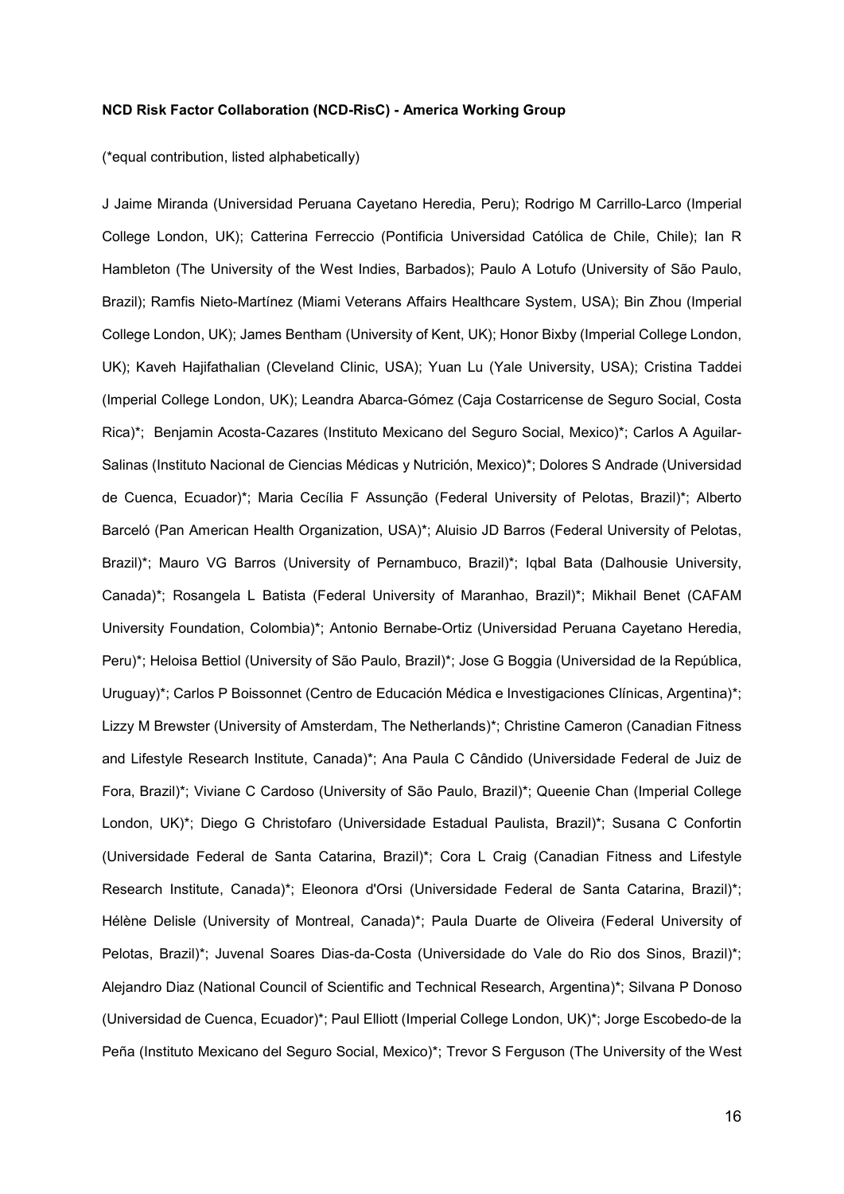**NCD Risk Factor Collaboration (NCD-RisC) - America Working Group**

(*equal contribution, listed alphabetically)

J Jaime Miranda (Universidad Peruana Cayetano Heredia, Peru); Rodrigo M Carrillo-Larco (Imperial College London, UK); Catterina Ferreccio (Pontificia Universidad Católica de Chile, Chile); Ian R Hambleton (The University of the West Indies, Barbados); Paulo A Lotufo (University of São Paulo, Brazil); Ramfis Nieto-Martínez (Miami Veterans Affairs Healthcare System, USA); Bin Zhou (Imperial College London, UK); James Bentham (University of Kent, UK); Honor Bixby (Imperial College London, UK); Kaveh Hajifathalian (Cleveland Clinic, USA); Yuan Lu (Yale University, USA); Cristina Taddei (Imperial College London, UK); Leandra Abarca-Gómez (Caja Costarricense de Seguro Social, Costa Rica)*; Benjamin Acosta-Cazares (Instituto Mexicano del Seguro Social, Mexico)*; Carlos A Aguilar-Salinas (Instituto Nacional de Ciencias Médicas y Nutrición, Mexico)*; Dolores S Andrade (Universidad de Cuenca, Ecuador)*; Maria Cecília F Assunção (Federal University of Pelotas, Brazil)*; Alberto Barceló (Pan American Health Organization, USA)*; Aluisio JD Barros (Federal University of Pelotas, Brazil)*; Mauro VG Barros (University of Pernambuco, Brazil)*; Iqbal Bata (Dalhousie University, Canada)*; Rosangela L Batista (Federal University of Maranhao, Brazil)*; Mikhail Benet (CAFAM University Foundation, Colombia)*; Antonio Bernabe-Ortiz (Universidad Peruana Cayetano Heredia, Peru)*; Heloisa Bettiol (University of São Paulo, Brazil)*; Jose G Boggia (Universidad de la República, Uruguay)*; Carlos P Boissonnet (Centro de Educación Médica e Investigaciones Clínicas, Argentina)*; Lizzy M Brewster (University of Amsterdam, The Netherlands)*; Christine Cameron (Canadian Fitness and Lifestyle Research Institute, Canada)*; Ana Paula C Cândido (Universidade Federal de Juiz de Fora, Brazil)*; Viviane C Cardoso (University of São Paulo, Brazil)*; Queenie Chan (Imperial College London, UK)*; Diego G Christofaro (Universidade Estadual Paulista, Brazil)*; Susana C Confortin (Universidade Federal de Santa Catarina, Brazil)*; Cora L Craig (Canadian Fitness and Lifestyle Research Institute, Canada)*; Eleonora d'Orsi (Universidade Federal de Santa Catarina, Brazil)*; Hélène Delisle (University of Montreal, Canada)*; Paula Duarte de Oliveira (Federal University of Pelotas, Brazil)*; Juvenal Soares Dias-da-Costa (Universidade do Vale do Rio dos Sinos, Brazil)*; Alejandro Diaz (National Council of Scientific and Technical Research, Argentina)*; Silvana P Donoso (Universidad de Cuenca, Ecuador)*; Paul Elliott (Imperial College London, UK)*; Jorge Escobedo-de la Peña (Instituto Mexicano del Seguro Social, Mexico)*; Trevor S Ferguson (The University of the West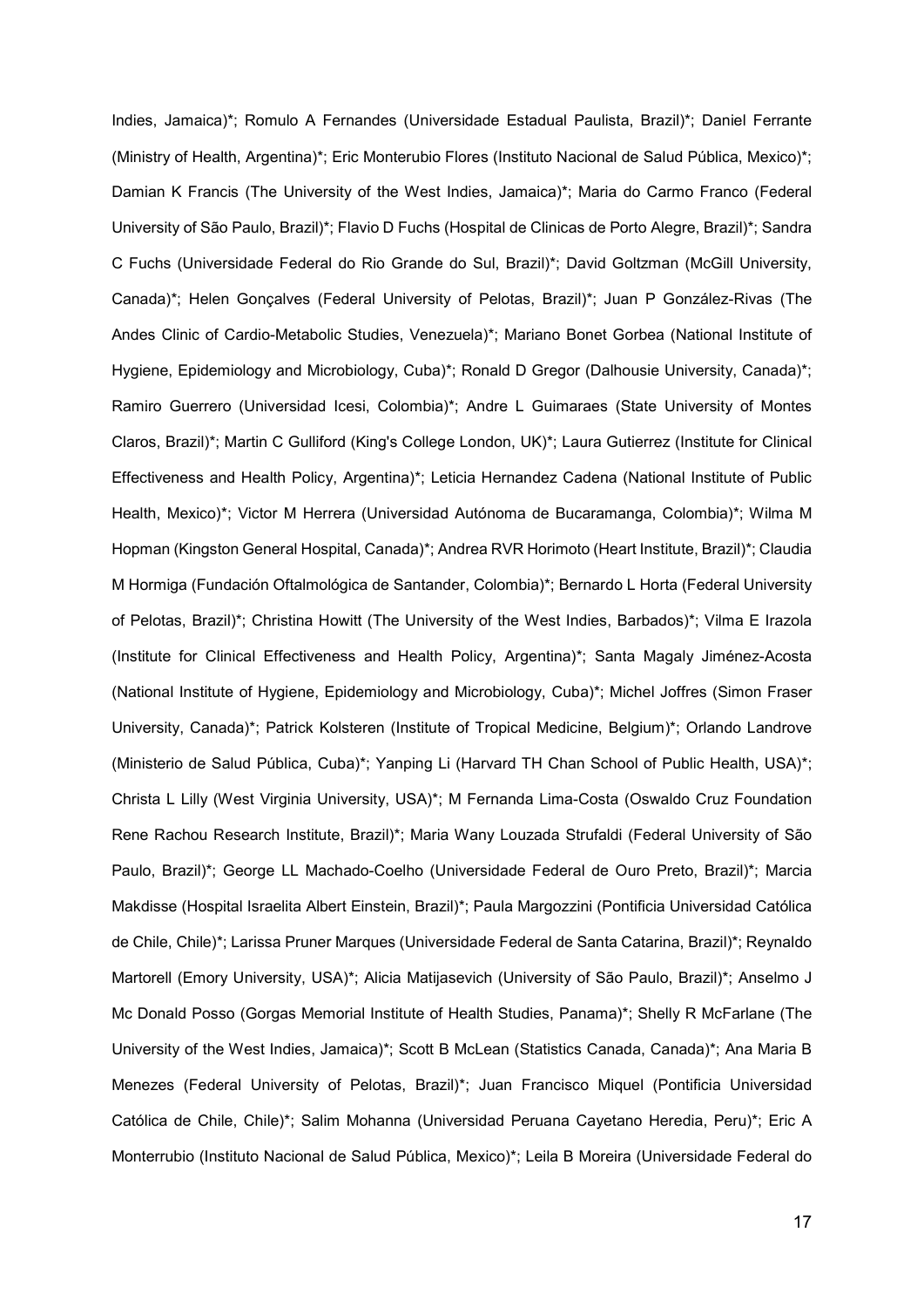Indies, Jamaica)*; Romulo A Fernandes (Universidade Estadual Paulista, Brazil)*; Daniel Ferrante (Ministry of Health, Argentina)*; Eric Monterubio Flores (Instituto Nacional de Salud Pública, Mexico)*; Damian K Francis (The University of the West Indies, Jamaica)*; Maria do Carmo Franco (Federal University of São Paulo, Brazil)*; Flavio D Fuchs (Hospital de Clinicas de Porto Alegre, Brazil)*; Sandra C Fuchs (Universidade Federal do Rio Grande do Sul, Brazil)*; David Goltzman (McGill University, Canada)*; Helen Gonçalves (Federal University of Pelotas, Brazil)*; Juan P González-Rivas (The Andes Clinic of Cardio-Metabolic Studies, Venezuela)*; Mariano Bonet Gorbea (National Institute of Hygiene, Epidemiology and Microbiology, Cuba)*; Ronald D Gregor (Dalhousie University, Canada)*; Ramiro Guerrero (Universidad Icesi, Colombia)*; Andre L Guimaraes (State University of Montes Claros, Brazil)*; Martin C Gulliford (King's College London, UK)*; Laura Gutierrez (Institute for Clinical Effectiveness and Health Policy, Argentina)*; Leticia Hernandez Cadena (National Institute of Public Health, Mexico)*; Victor M Herrera (Universidad Autónoma de Bucaramanga, Colombia)*; Wilma M Hopman (Kingston General Hospital, Canada)*; Andrea RVR Horimoto (Heart Institute, Brazil)*; Claudia M Hormiga (Fundación Oftalmológica de Santander, Colombia)*; Bernardo L Horta (Federal University of Pelotas, Brazil)*; Christina Howitt (The University of the West Indies, Barbados)*; Vilma E Irazola (Institute for Clinical Effectiveness and Health Policy, Argentina)*; Santa Magaly Jiménez-Acosta (National Institute of Hygiene, Epidemiology and Microbiology, Cuba)*; Michel Joffres (Simon Fraser University, Canada)*; Patrick Kolsteren (Institute of Tropical Medicine, Belgium)*; Orlando Landrove (Ministerio de Salud Pública, Cuba)*; Yanping Li (Harvard TH Chan School of Public Health, USA)*; Christa L Lilly (West Virginia University, USA)*; M Fernanda Lima-Costa (Oswaldo Cruz Foundation Rene Rachou Research Institute, Brazil)*; Maria Wany Louzada Strufaldi (Federal University of São Paulo, Brazil)*; George LL Machado-Coelho (Universidade Federal de Ouro Preto, Brazil)*; Marcia Makdisse (Hospital Israelita Albert Einstein, Brazil)*; Paula Margozzini (Pontificia Universidad Católica de Chile, Chile)*; Larissa Pruner Marques (Universidade Federal de Santa Catarina, Brazil)*; Reynaldo Martorell (Emory University, USA)*; Alicia Matijasevich (University of São Paulo, Brazil)*; Anselmo J Mc Donald Posso (Gorgas Memorial Institute of Health Studies, Panama)*; Shelly R McFarlane (The University of the West Indies, Jamaica)*; Scott B McLean (Statistics Canada, Canada)*; Ana Maria B Menezes (Federal University of Pelotas, Brazil)*; Juan Francisco Miquel (Pontificia Universidad Católica de Chile, Chile)*; Salim Mohanna (Universidad Peruana Cayetano Heredia, Peru)*; Eric A Monterrubio (Instituto Nacional de Salud Pública, Mexico)*; Leila B Moreira (Universidade Federal do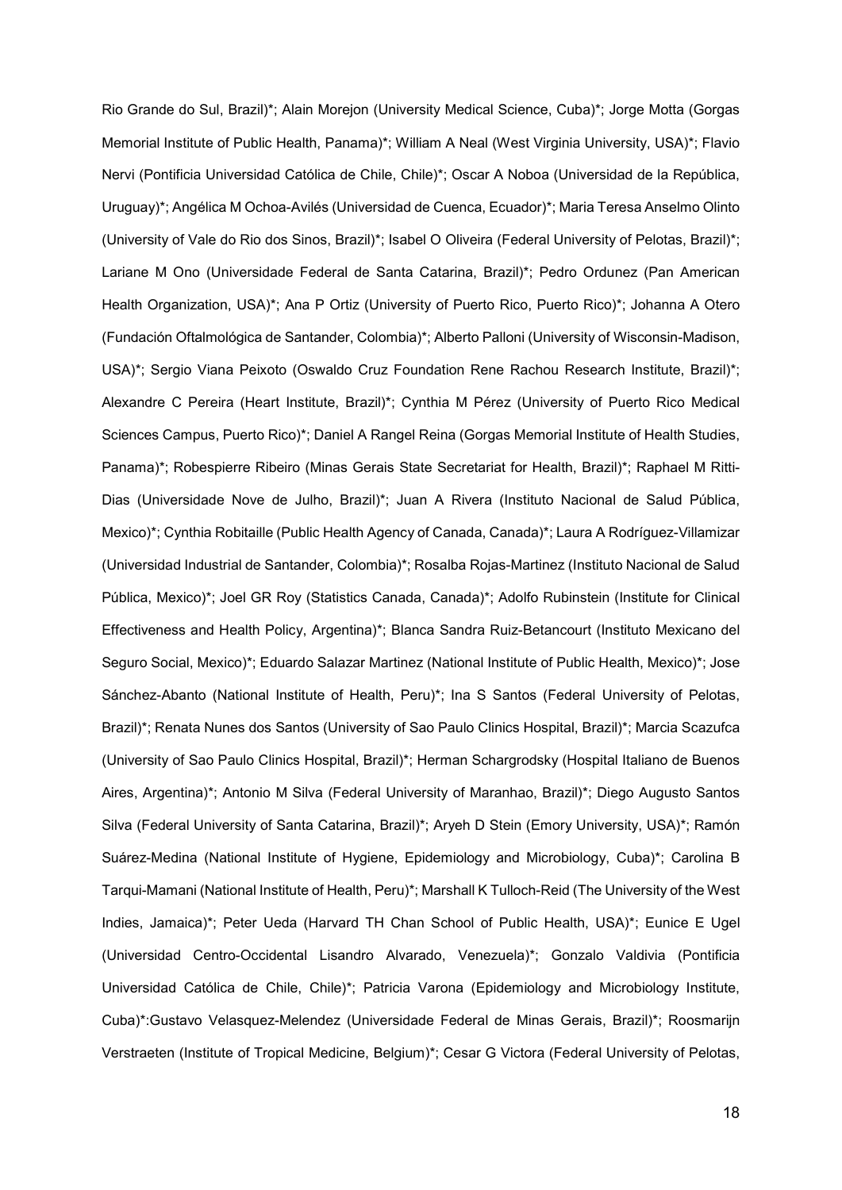Rio Grande do Sul, Brazil)*; Alain Morejon (University Medical Science, Cuba)*; Jorge Motta (Gorgas Memorial Institute of Public Health, Panama)*; William A Neal (West Virginia University, USA)*; Flavio Nervi (Pontificia Universidad Católica de Chile, Chile)*; Oscar A Noboa (Universidad de la República, Uruguay)*; Angélica M Ochoa-Avilés (Universidad de Cuenca, Ecuador)*; Maria Teresa Anselmo Olinto (University of Vale do Rio dos Sinos, Brazil)*; Isabel O Oliveira (Federal University of Pelotas, Brazil)*; Lariane M Ono (Universidade Federal de Santa Catarina, Brazil)*; Pedro Ordunez (Pan American Health Organization, USA)*; Ana P Ortiz (University of Puerto Rico, Puerto Rico)*; Johanna A Otero (Fundación Oftalmológica de Santander, Colombia)*; Alberto Palloni (University of Wisconsin-Madison, USA)*; Sergio Viana Peixoto (Oswaldo Cruz Foundation Rene Rachou Research Institute, Brazil)*; Alexandre C Pereira (Heart Institute, Brazil)*; Cynthia M Pérez (University of Puerto Rico Medical Sciences Campus, Puerto Rico)*; Daniel A Rangel Reina (Gorgas Memorial Institute of Health Studies, Panama)*; Robespierre Ribeiro (Minas Gerais State Secretariat for Health, Brazil)*; Raphael M Ritti-Dias (Universidade Nove de Julho, Brazil)*; Juan A Rivera (Instituto Nacional de Salud Pública, Mexico)*; Cynthia Robitaille (Public Health Agency of Canada, Canada)*; Laura A Rodríguez-Villamizar (Universidad Industrial de Santander, Colombia)*; Rosalba Rojas-Martinez (Instituto Nacional de Salud Pública, Mexico)*; Joel GR Roy (Statistics Canada, Canada)*; Adolfo Rubinstein (Institute for Clinical Effectiveness and Health Policy, Argentina)*; Blanca Sandra Ruiz-Betancourt (Instituto Mexicano del Seguro Social, Mexico)*; Eduardo Salazar Martinez (National Institute of Public Health, Mexico)*; Jose Sánchez-Abanto (National Institute of Health, Peru)*; Ina S Santos (Federal University of Pelotas, Brazil)*; Renata Nunes dos Santos (University of Sao Paulo Clinics Hospital, Brazil)*; Marcia Scazufca (University of Sao Paulo Clinics Hospital, Brazil)*; Herman Schargrodsky (Hospital Italiano de Buenos Aires, Argentina)*; Antonio M Silva (Federal University of Maranhao, Brazil)*; Diego Augusto Santos Silva (Federal University of Santa Catarina, Brazil)*; Aryeh D Stein (Emory University, USA)*; Ramón Suárez-Medina (National Institute of Hygiene, Epidemiology and Microbiology, Cuba)*; Carolina B Tarqui-Mamani (National Institute of Health, Peru)*; Marshall K Tulloch-Reid (The University of the West Indies, Jamaica)*; Peter Ueda (Harvard TH Chan School of Public Health, USA)*; Eunice E Ugel (Universidad Centro-Occidental Lisandro Alvarado, Venezuela)*; Gonzalo Valdivia (Pontificia Universidad Católica de Chile, Chile)*; Patricia Varona (Epidemiology and Microbiology Institute, Cuba)*:Gustavo Velasquez-Melendez (Universidade Federal de Minas Gerais, Brazil)*; Roosmarijn Verstraeten (Institute of Tropical Medicine, Belgium)*; Cesar G Victora (Federal University of Pelotas,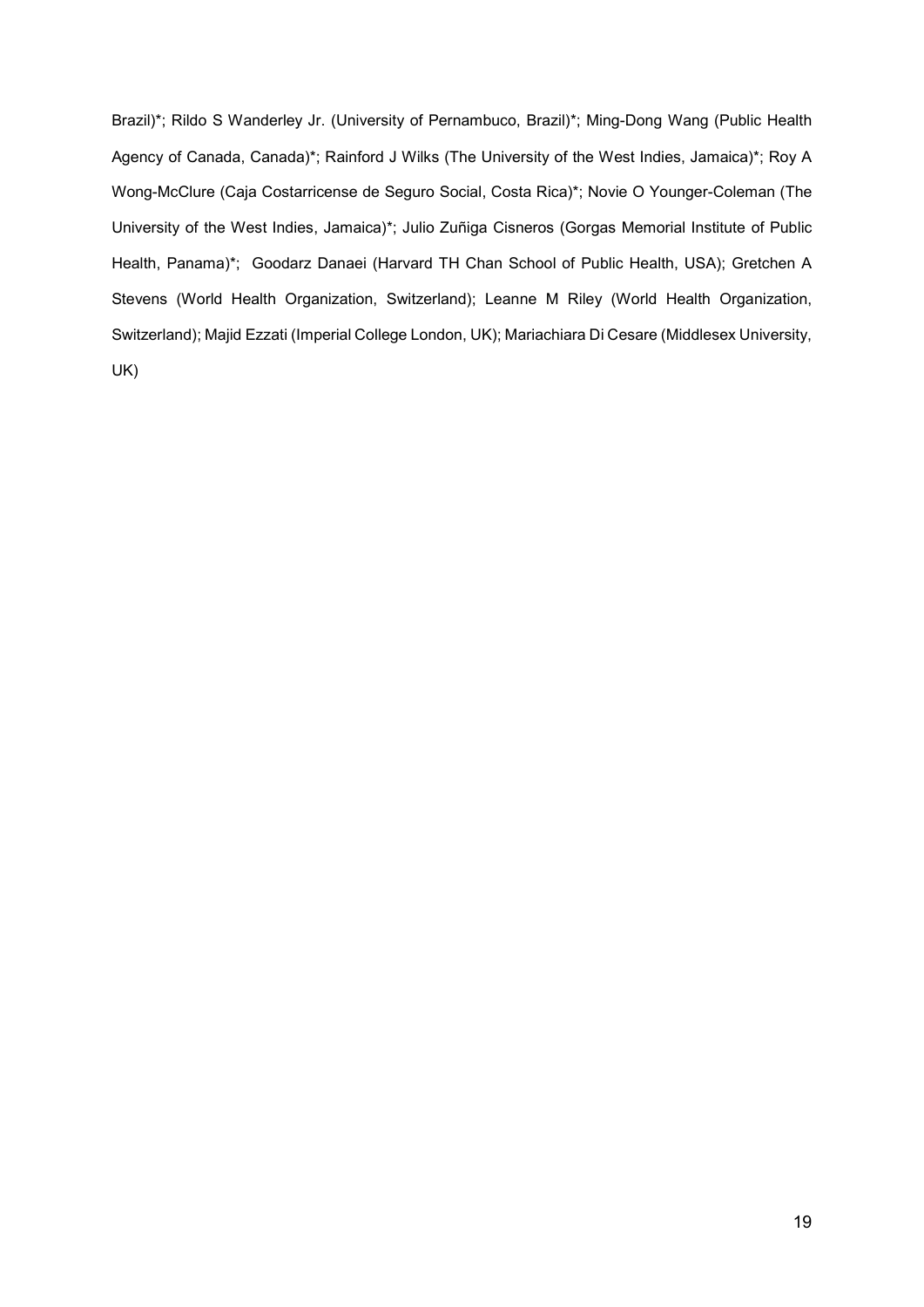Brazil)*; Rildo S Wanderley Jr. (University of Pernambuco, Brazil)*; Ming-Dong Wang (Public Health Agency of Canada, Canada)*; Rainford J Wilks (The University of the West Indies, Jamaica)*; Roy A Wong-McClure (Caja Costarricense de Seguro Social, Costa Rica)*; Novie O Younger-Coleman (The University of the West Indies, Jamaica)*; Julio Zuñiga Cisneros (Gorgas Memorial Institute of Public Health, Panama)*; Goodarz Danaei (Harvard TH Chan School of Public Health, USA); Gretchen A Stevens (World Health Organization, Switzerland); Leanne M Riley (World Health Organization, Switzerland); Majid Ezzati (Imperial College London, UK); Mariachiara Di Cesare (Middlesex University, UK)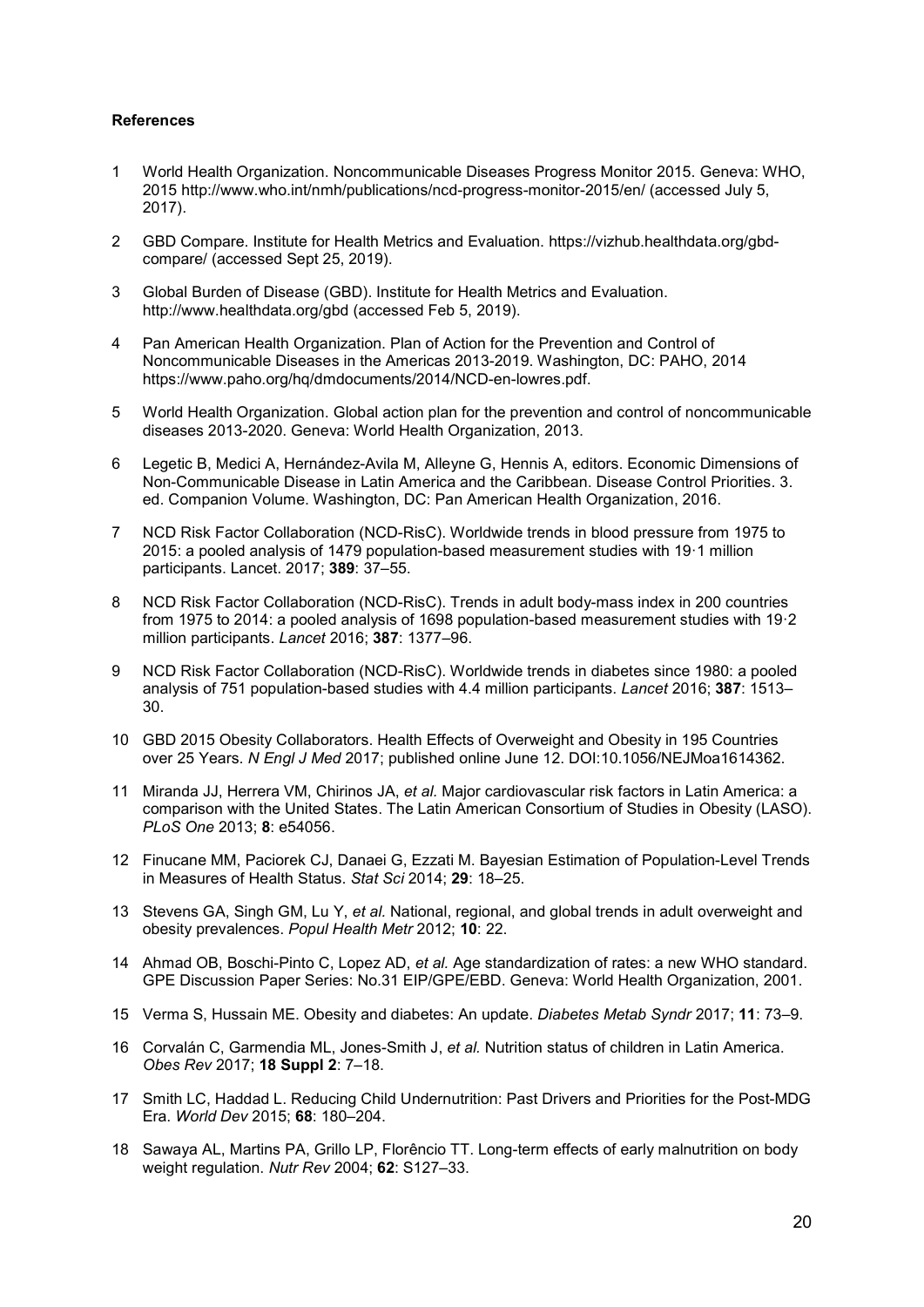**References**

1. World Health Organization. Noncommunicable Diseases Progress Monitor 2015. Geneva: WHO, 2015 http://www.who.int/nmh/publications/ncd-progress-monitor-2015/en/ (accessed July 5, 2017).
2. GBD Compare. Institute for Health Metrics and Evaluation. https://vizhub.healthdata.org/gbd-compare/ (accessed Sept 25, 2019).
3. Global Burden of Disease (GBD). Institute for Health Metrics and Evaluation. http://www.healthdata.org/gbd (accessed Feb 5, 2019).
4. Pan American Health Organization. Plan of Action for the Prevention and Control of Noncommunicable Diseases in the Americas 2013-2019. Washington, DC: PAHO, 2014 https://www.paho.org/hq/dmdocuments/2014/NCD-en-lowres.pdf.
5. World Health Organization. Global action plan for the prevention and control of noncommunicable diseases 2013-2020. Geneva: World Health Organization, 2013.
6. Legetic B, Medici A, Hernández-Avila M, Alleyne G, Hennis A, editors. Economic Dimensions of Non-Communicable Disease in Latin America and the Caribbean. Disease Control Priorities. 3. ed. Companion Volume. Washington, DC: Pan American Health Organization, 2016.
7. NCD Risk Factor Collaboration (NCD-RisC). Worldwide trends in blood pressure from 1975 to 2015: a pooled analysis of 1479 population-based measurement studies with 19·1 million participants. Lancet. 2017; **389**: 37–55.
8. NCD Risk Factor Collaboration (NCD-RisC). Trends in adult body-mass index in 200 countries from 1975 to 2014: a pooled analysis of 1698 population-based measurement studies with 19·2 million participants. *Lancet* 2016; **387**: 1377–96.
9. NCD Risk Factor Collaboration (NCD-RisC). Worldwide trends in diabetes since 1980: a pooled analysis of 751 population-based studies with 4.4 million participants. *Lancet* 2016; **387**: 1513–30.
10. GBD 2015 Obesity Collaborators. Health Effects of Overweight and Obesity in 195 Countries over 25 Years. *N Engl J Med* 2017; published online June 12. DOI:10.1056/NEJMoa1614362.
11. Miranda JJ, Herrera VM, Chirinos JA, *et al.* Major cardiovascular risk factors in Latin America: a comparison with the United States. The Latin American Consortium of Studies in Obesity (LASO). *PLoS One* 2013; **8**: e54056.
12. Finucane MM, Paciorek CJ, Danaei G, Ezzati M. Bayesian Estimation of Population-Level Trends in Measures of Health Status. *Stat Sci* 2014; **29**: 18–25.
13. Stevens GA, Singh GM, Lu Y, *et al.* National, regional, and global trends in adult overweight and obesity prevalences. *Popul Health Metr* 2012; **10**: 22.
14. Ahmad OB, Boschi-Pinto C, Lopez AD, *et al.* Age standardization of rates: a new WHO standard. GPE Discussion Paper Series: No.31 EIP/GPE/EBD. Geneva: World Health Organization, 2001.
15. Verma S, Hussain ME. Obesity and diabetes: An update. *Diabetes Metab Syndr* 2017; **11**: 73–9.
16. Corvalán C, Garmendia ML, Jones-Smith J, *et al.* Nutrition status of children in Latin America. *Obes Rev* 2017; **18 Suppl 2**: 7–18.
17. Smith LC, Haddad L. Reducing Child Undernutrition: Past Drivers and Priorities for the Post-MDG Era. *World Dev* 2015; **68**: 180–204.
18. Sawaya AL, Martins PA, Grillo LP, Florêncio TT. Long-term effects of early malnutrition on body weight regulation. *Nutr Rev* 2004; **62**: S127–33.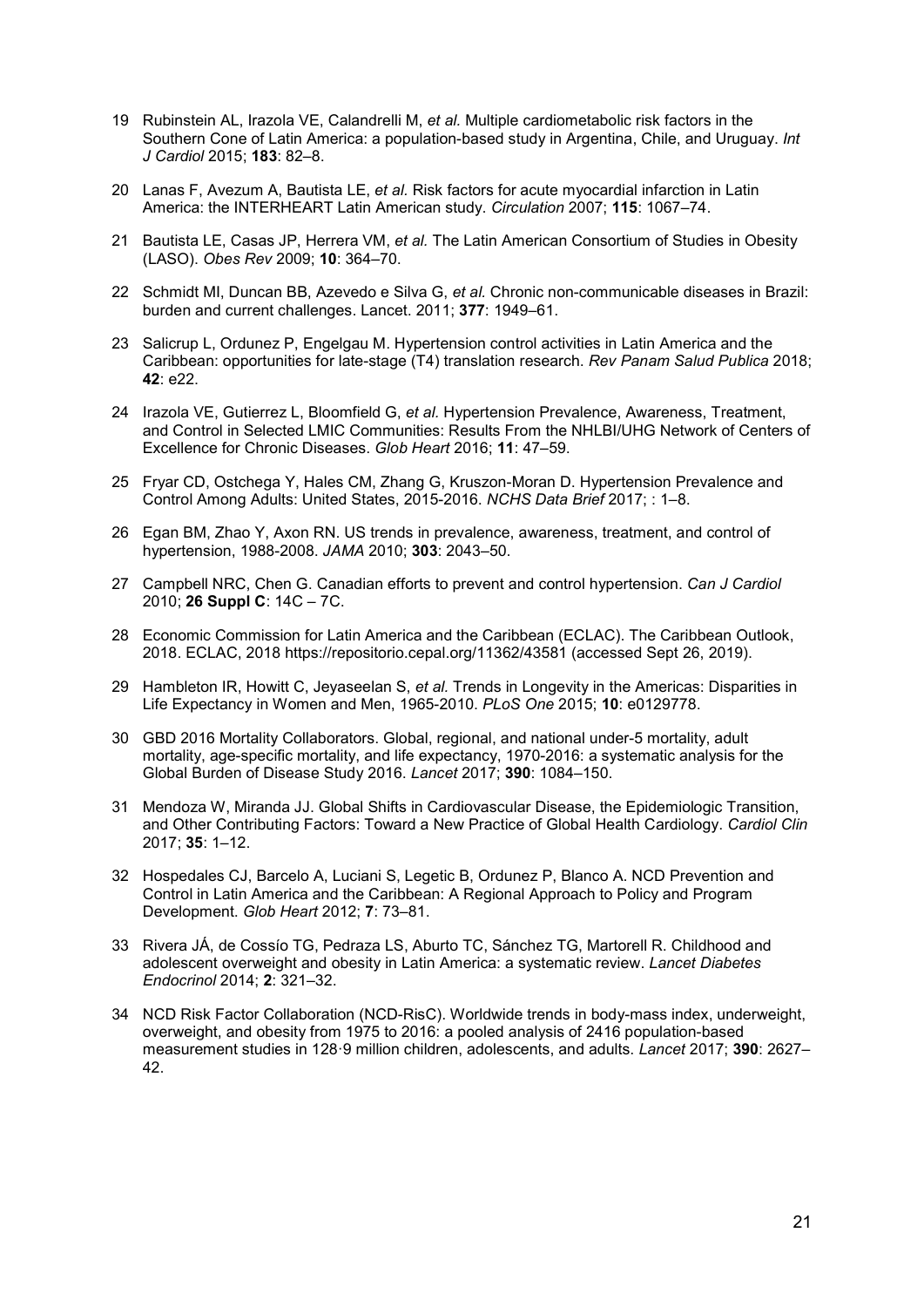19 Rubinstein AL, Irazola VE, Calandrelli M, *et al.* Multiple cardiometabolic risk factors in the Southern Cone of Latin America: a population-based study in Argentina, Chile, and Uruguay. *Int J Cardiol* 2015; **183**: 82–8.

20 Lanas F, Avezum A, Bautista LE, *et al.* Risk factors for acute myocardial infarction in Latin America: the INTERHEART Latin American study. *Circulation* 2007; **115**: 1067–74.

21 Bautista LE, Casas JP, Herrera VM, *et al.* The Latin American Consortium of Studies in Obesity (LASO). *Obes Rev* 2009; **10**: 364–70.

22 Schmidt MI, Duncan BB, Azevedo e Silva G, *et al.* Chronic non-communicable diseases in Brazil: burden and current challenges. Lancet. 2011; **377**: 1949–61.

23 Salicrup L, Ordunez P, Engelgau M. Hypertension control activities in Latin America and the Caribbean: opportunities for late-stage (T4) translation research. *Rev Panam Salud Publica* 2018; **42**: e22.

24 Irazola VE, Gutierrez L, Bloomfield G, *et al.* Hypertension Prevalence, Awareness, Treatment, and Control in Selected LMIC Communities: Results From the NHLBI/UHG Network of Centers of Excellence for Chronic Diseases. *Glob Heart* 2016; **11**: 47–59.

25 Fryar CD, Ostchega Y, Hales CM, Zhang G, Kruszon-Moran D. Hypertension Prevalence and Control Among Adults: United States, 2015-2016. *NCHS Data Brief* 2017; : 1–8.

26 Egan BM, Zhao Y, Axon RN. US trends in prevalence, awareness, treatment, and control of hypertension, 1988-2008. *JAMA* 2010; **303**: 2043–50.

27 Campbell NRC, Chen G. Canadian efforts to prevent and control hypertension. *Can J Cardiol* 2010; **26 Suppl C**: 14C – 7C.

28 Economic Commission for Latin America and the Caribbean (ECLAC). The Caribbean Outlook, 2018. ECLAC, 2018 https://repositorio.cepal.org/11362/43581 (accessed Sept 26, 2019).

29 Hambleton IR, Howitt C, Jeyaseelan S, *et al.* Trends in Longevity in the Americas: Disparities in Life Expectancy in Women and Men, 1965-2010. *PLoS One* 2015; **10**: e0129778.

30 GBD 2016 Mortality Collaborators. Global, regional, and national under-5 mortality, adult mortality, age-specific mortality, and life expectancy, 1970-2016: a systematic analysis for the Global Burden of Disease Study 2016. *Lancet* 2017; **390**: 1084–150.

31 Mendoza W, Miranda JJ. Global Shifts in Cardiovascular Disease, the Epidemiologic Transition, and Other Contributing Factors: Toward a New Practice of Global Health Cardiology. *Cardiol Clin* 2017; **35**: 1–12.

32 Hospedales CJ, Barcelo A, Luciani S, Legetic B, Ordunez P, Blanco A. NCD Prevention and Control in Latin America and the Caribbean: A Regional Approach to Policy and Program Development. *Glob Heart* 2012; **7**: 73–81.

33 Rivera JÁ, de Cossío TG, Pedraza LS, Aburto TC, Sánchez TG, Martorell R. Childhood and adolescent overweight and obesity in Latin America: a systematic review. *Lancet Diabetes Endocrinol* 2014; **2**: 321–32.

34 NCD Risk Factor Collaboration (NCD-RisC). Worldwide trends in body-mass index, underweight, overweight, and obesity from 1975 to 2016: a pooled analysis of 2416 population-based measurement studies in 128·9 million children, adolescents, and adults. *Lancet* 2017; **390**: 2627–42.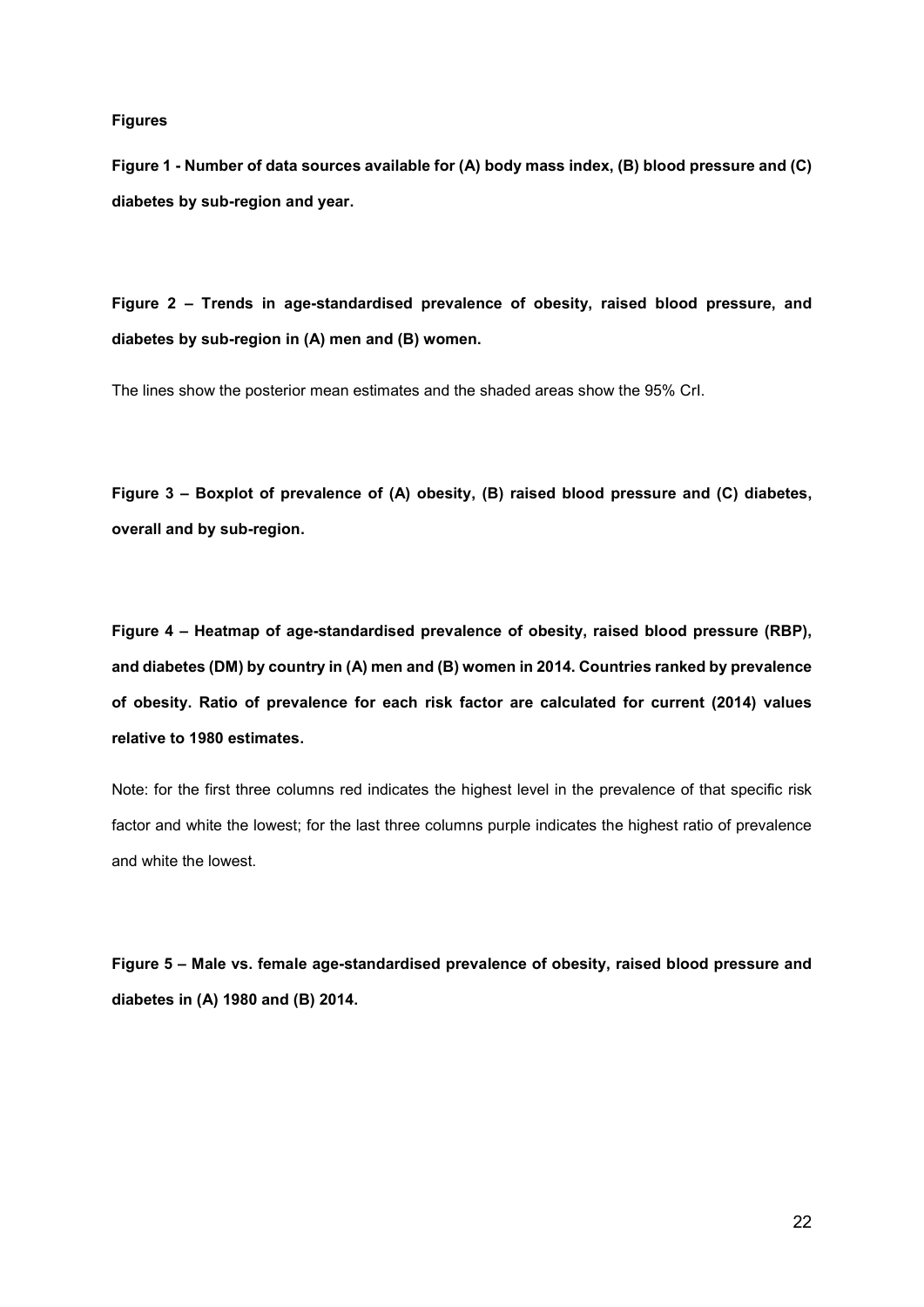**Figures**

**Figure 1 - Number of data sources available for (A) body mass index, (B) blood pressure and (C) diabetes by sub-region and year.**

**Figure 2 – Trends in age-standardised prevalence of obesity, raised blood pressure, and diabetes by sub-region in (A) men and (B) women.**

The lines show the posterior mean estimates and the shaded areas show the 95% CrI.

**Figure 3 – Boxplot of prevalence of (A) obesity, (B) raised blood pressure and (C) diabetes, overall and by sub-region.**

**Figure 4 – Heatmap of age-standardised prevalence of obesity, raised blood pressure (RBP), and diabetes (DM) by country in (A) men and (B) women in 2014. Countries ranked by prevalence of obesity. Ratio of prevalence for each risk factor are calculated for current (2014) values relative to 1980 estimates.**

Note: for the first three columns red indicates the highest level in the prevalence of that specific risk factor and white the lowest; for the last three columns purple indicates the highest ratio of prevalence and white the lowest.

**Figure 5 – Male vs. female age-standardised prevalence of obesity, raised blood pressure and diabetes in (A) 1980 and (B) 2014.**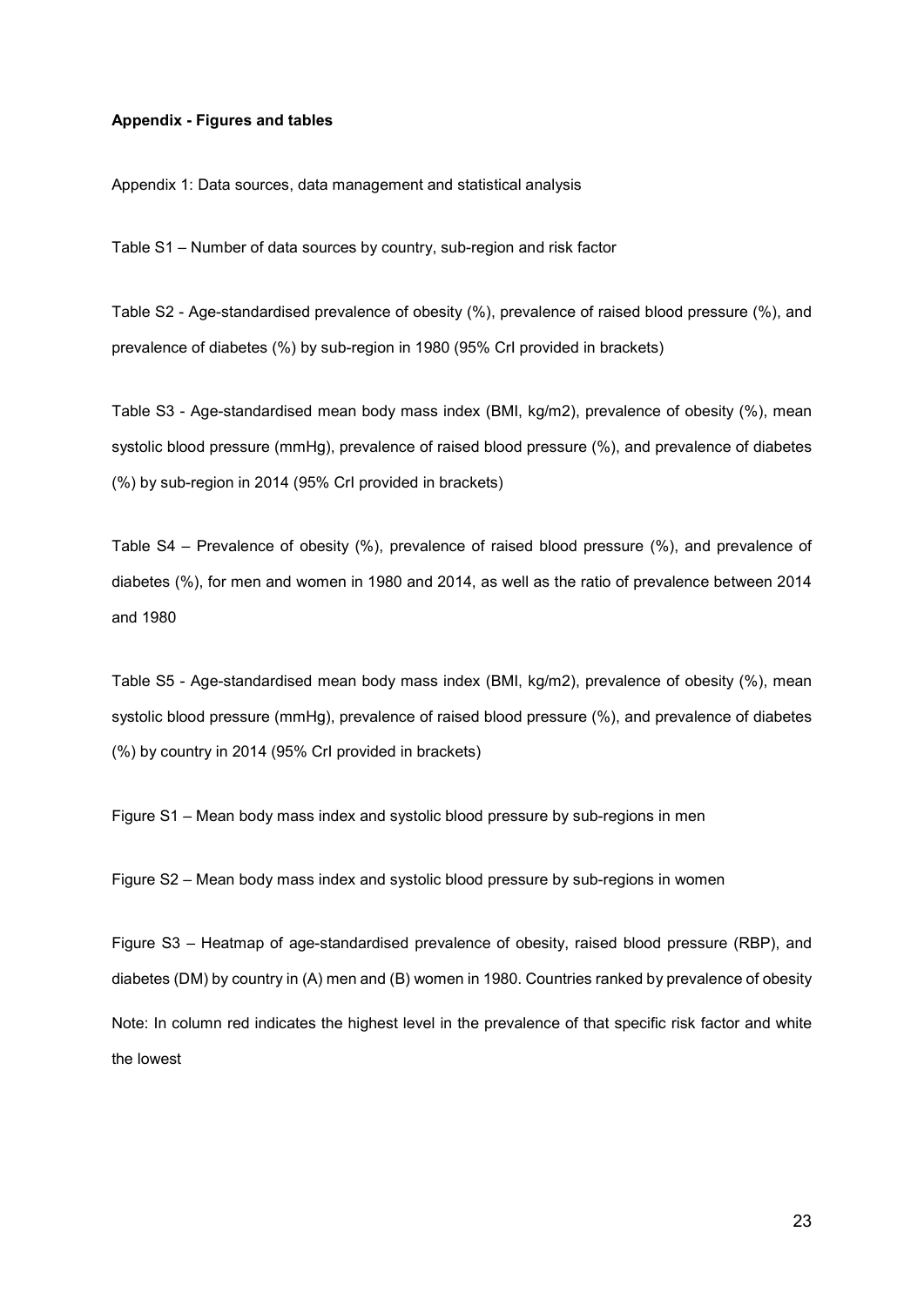**Appendix - Figures and tables**

Appendix 1: Data sources, data management and statistical analysis

Table S1 – Number of data sources by country, sub-region and risk factor

Table S2 - Age-standardised prevalence of obesity (%), prevalence of raised blood pressure (%), and prevalence of diabetes (%) by sub-region in 1980 (95% CrI provided in brackets)

Table S3 - Age-standardised mean body mass index (BMI, kg/m2), prevalence of obesity (%), mean systolic blood pressure (mmHg), prevalence of raised blood pressure (%), and prevalence of diabetes (%) by sub-region in 2014 (95% CrI provided in brackets)

Table S4 – Prevalence of obesity (%), prevalence of raised blood pressure (%), and prevalence of diabetes (%), for men and women in 1980 and 2014, as well as the ratio of prevalence between 2014 and 1980

Table S5 - Age-standardised mean body mass index (BMI, kg/m2), prevalence of obesity (%), mean systolic blood pressure (mmHg), prevalence of raised blood pressure (%), and prevalence of diabetes (%) by country in 2014 (95% CrI provided in brackets)

Figure S1 – Mean body mass index and systolic blood pressure by sub-regions in men

Figure S2 – Mean body mass index and systolic blood pressure by sub-regions in women

Figure S3 – Heatmap of age-standardised prevalence of obesity, raised blood pressure (RBP), and diabetes (DM) by country in (A) men and (B) women in 1980. Countries ranked by prevalence of obesity

Note: In column red indicates the highest level in the prevalence of that specific risk factor and white the lowest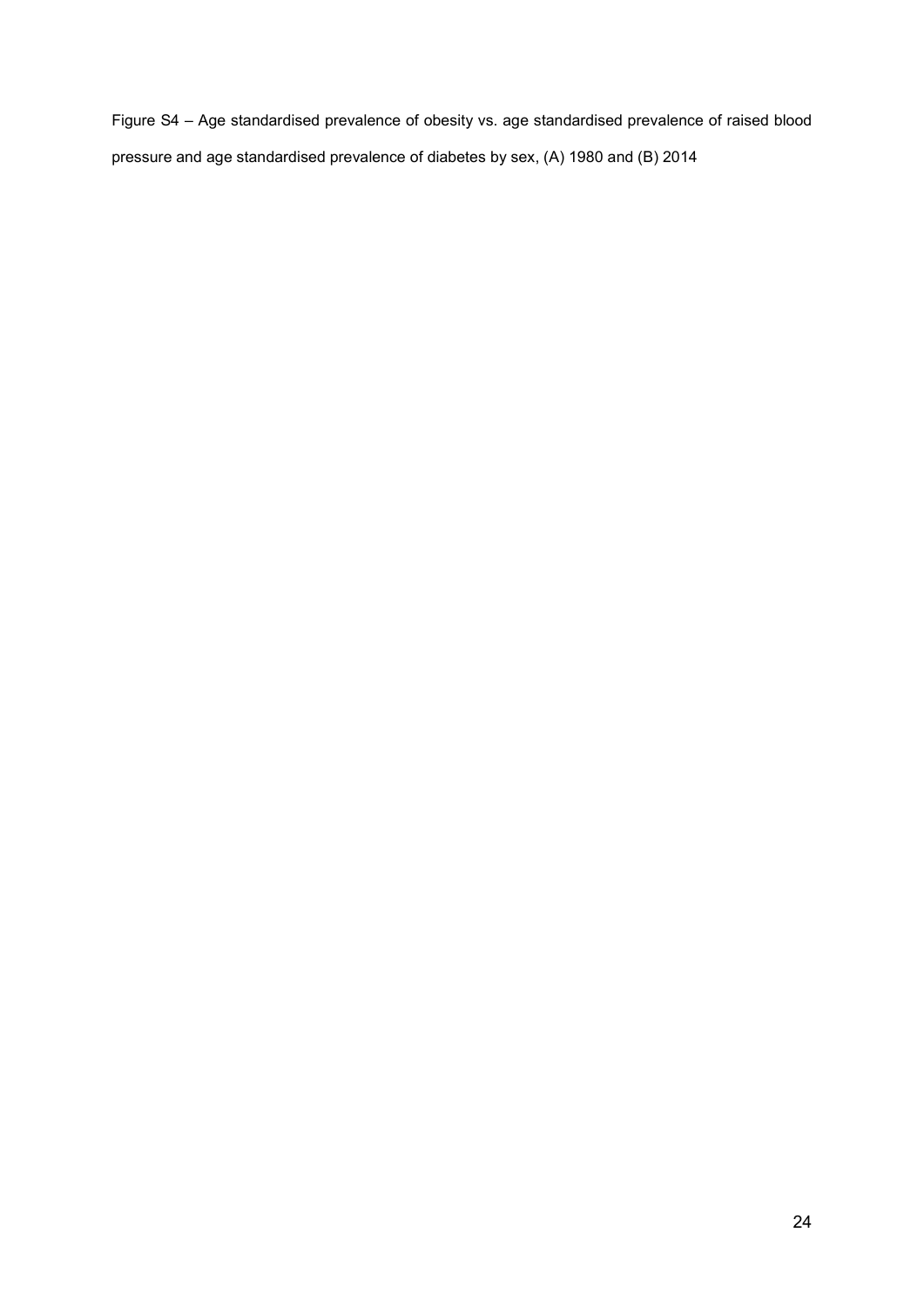Figure S4 – Age standardised prevalence of obesity vs. age standardised prevalence of raised blood pressure and age standardised prevalence of diabetes by sex, (A) 1980 and (B) 2014